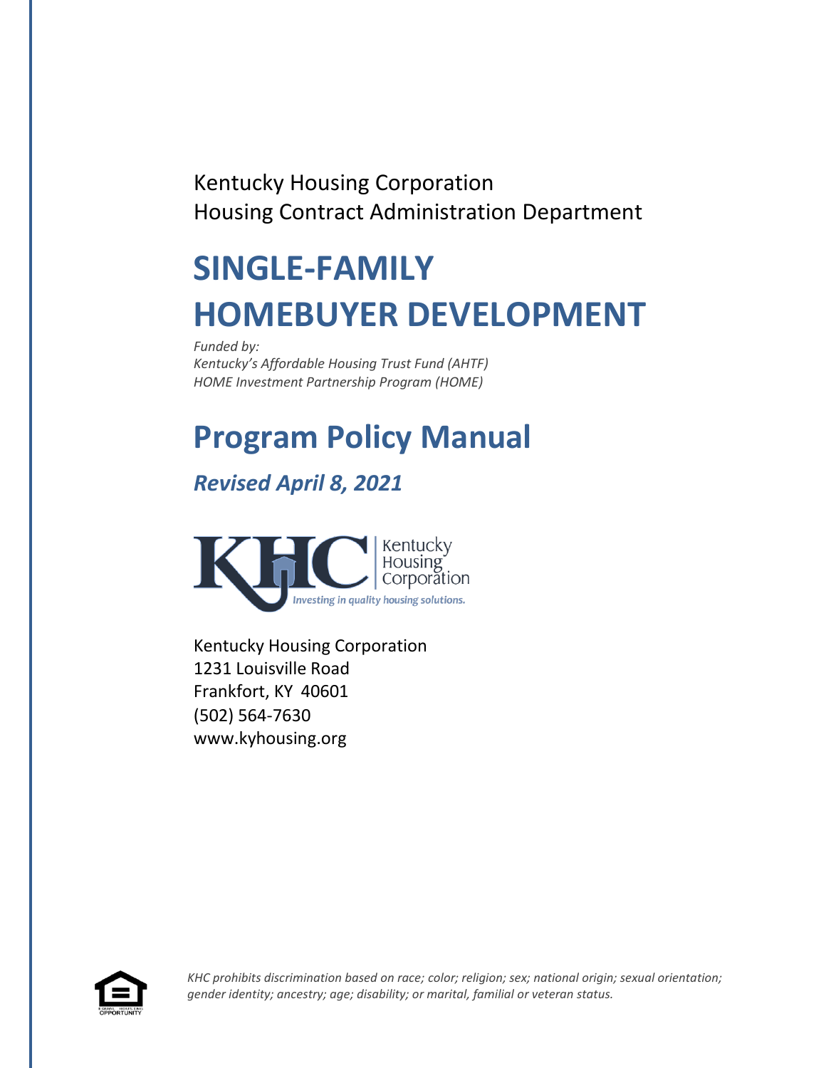Kentucky Housing Corporation
Housing Contract Administration Department

# SINGLE-FAMILY HOMEBUYER DEVELOPMENT

*Funded by:*
*Kentucky's Affordable Housing Trust Fund (AHTF)*
*HOME Investment Partnership Program (HOME)*

# Program Policy Manual

## *Revised April 8, 2021*

Kentucky Housing Corporation

*Investing in quality housing solutions.*

Kentucky Housing Corporation
1231 Louisville Road
Frankfort, KY 40601
(502) 564-7630
www.kyhousing.org

*KHC prohibits discrimination based on race; color; religion; sex; national origin; sexual orientation; gender identity; ancestry; age; disability; or marital, familial or veteran status.*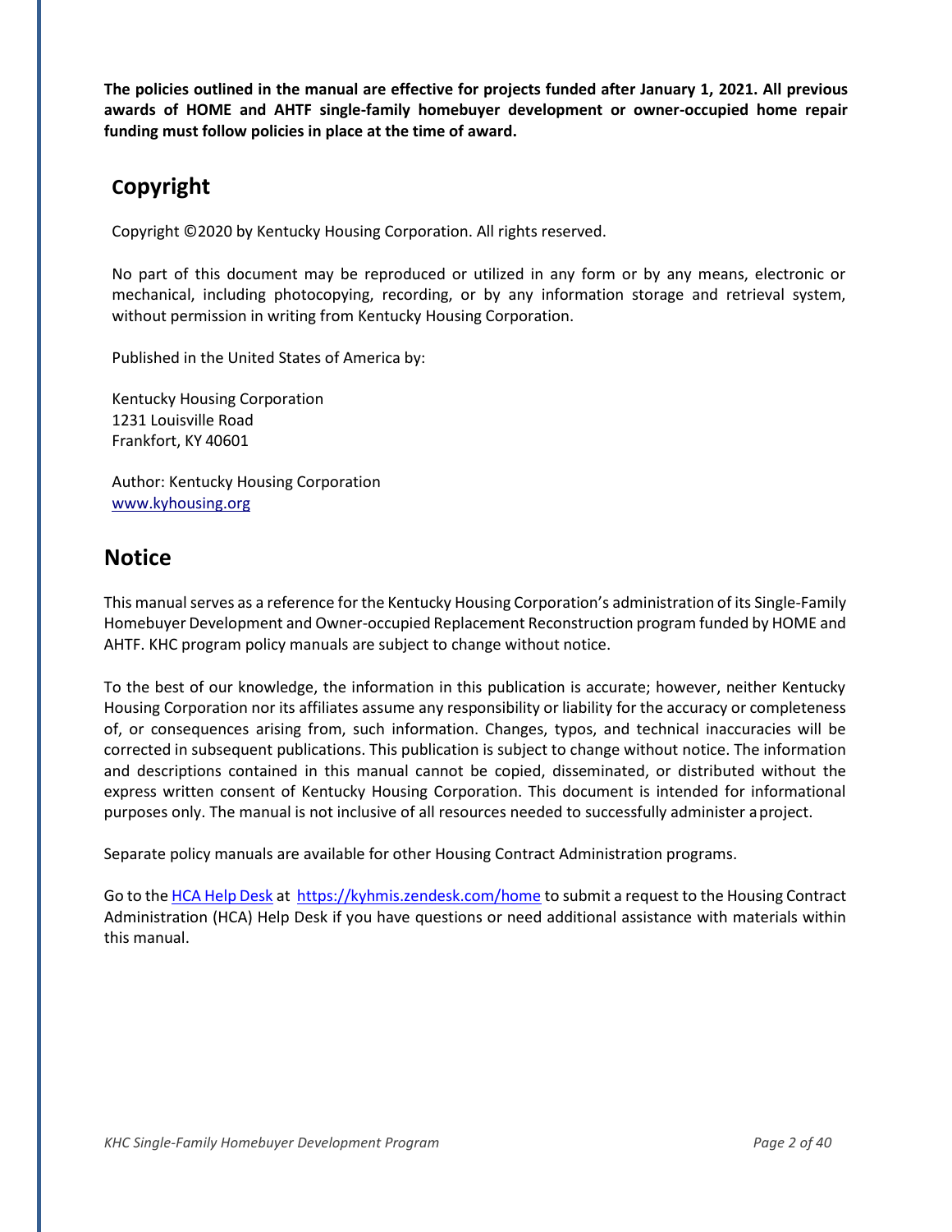**The policies outlined in the manual are effective for projects funded after January 1, 2021. All previous awards of HOME and AHTF single-family homebuyer development or owner-occupied home repair funding must follow policies in place at the time of award.**

## Copyright

Copyright ©2020 by Kentucky Housing Corporation. All rights reserved.

No part of this document may be reproduced or utilized in any form or by any means, electronic or mechanical, including photocopying, recording, or by any information storage and retrieval system, without permission in writing from Kentucky Housing Corporation.

Published in the United States of America by:

Kentucky Housing Corporation
1231 Louisville Road
Frankfort, KY 40601

Author: Kentucky Housing Corporation
[www.kyhousing.org](www.kyhousing.org)

## Notice

This manual serves as a reference for the Kentucky Housing Corporation's administration of its Single-Family Homebuyer Development and Owner-occupied Replacement Reconstruction program funded by HOME and AHTF. KHC program policy manuals are subject to change without notice.

To the best of our knowledge, the information in this publication is accurate; however, neither Kentucky Housing Corporation nor its affiliates assume any responsibility or liability for the accuracy or completeness of, or consequences arising from, such information. Changes, typos, and technical inaccuracies will be corrected in subsequent publications. This publication is subject to change without notice. The information and descriptions contained in this manual cannot be copied, disseminated, or distributed without the express written consent of Kentucky Housing Corporation. This document is intended for informational purposes only. The manual is not inclusive of all resources needed to successfully administer a project.

Separate policy manuals are available for other Housing Contract Administration programs.

Go to the [HCA Help Desk](https://kyhmis.zendesk.com/home) at [https://kyhmis.zendesk.com/home](https://kyhmis.zendesk.com/home) to submit a request to the Housing Contract Administration (HCA) Help Desk if you have questions or need additional assistance with materials within this manual.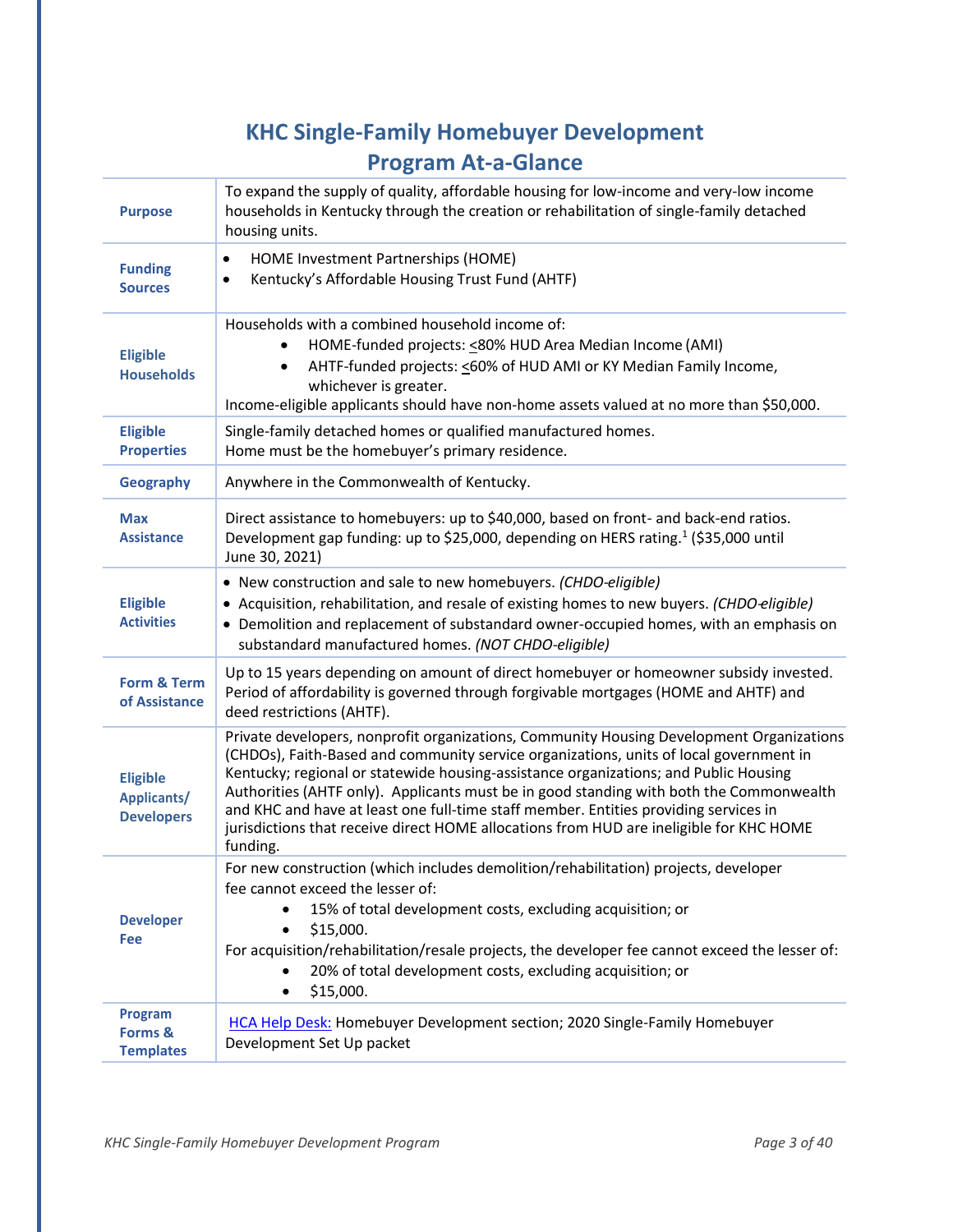# KHC Single-Family Homebuyer Development Program At-a-Glance

| | |
|---|---|
| **Purpose** | To expand the supply of quality, affordable housing for low-income and very-low income households in Kentucky through the creation or rehabilitation of single-family detached housing units. |
| **Funding Sources** | • HOME Investment Partnerships (HOME)<br>• Kentucky's Affordable Housing Trust Fund (AHTF) |
| **Eligible Households** | Households with a combined household income of:<br>• HOME-funded projects: ≤80% HUD Area Median Income (AMI)<br>• AHTF-funded projects: ≤60% of HUD AMI or KY Median Family Income, whichever is greater.<br>Income-eligible applicants should have non-home assets valued at no more than $50,000. |
| **Eligible Properties** | Single-family detached homes or qualified manufactured homes.<br>Home must be the homebuyer's primary residence. |
| **Geography** | Anywhere in the Commonwealth of Kentucky. |
| **Max Assistance** | Direct assistance to homebuyers: up to $40,000, based on front- and back-end ratios.<br>Development gap funding: up to $25,000, depending on HERS rating.[1] ($35,000 until June 30, 2021) |
| **Eligible Activities** | • New construction and sale to new homebuyers. *(CHDO-eligible)*<br>• Acquisition, rehabilitation, and resale of existing homes to new buyers. *(CHDO-eligible)*<br>• Demolition and replacement of substandard owner-occupied homes, with an emphasis on substandard manufactured homes. *(NOT CHDO-eligible)* |
| **Form & Term of Assistance** | Up to 15 years depending on amount of direct homebuyer or homeowner subsidy invested. Period of affordability is governed through forgivable mortgages (HOME and AHTF) and deed restrictions (AHTF). |
| **Eligible Applicants/ Developers** | Private developers, nonprofit organizations, Community Housing Development Organizations (CHDOs), Faith-Based and community service organizations, units of local government in Kentucky; regional or statewide housing-assistance organizations; and Public Housing Authorities (AHTF only). Applicants must be in good standing with both the Commonwealth and KHC and have at least one full-time staff member. Entities providing services in jurisdictions that receive direct HOME allocations from HUD are ineligible for KHC HOME funding. |
| **Developer Fee** | For new construction (which includes demolition/rehabilitation) projects, developer fee cannot exceed the lesser of:<br>• 15% of total development costs, excluding acquisition; or<br>• $15,000.<br>For acquisition/rehabilitation/resale projects, the developer fee cannot exceed the lesser of:<br>• 20% of total development costs, excluding acquisition; or<br>• $15,000. |
| **Program Forms & Templates** | HCA Help Desk: Homebuyer Development section; 2020 Single-Family Homebuyer Development Set Up packet |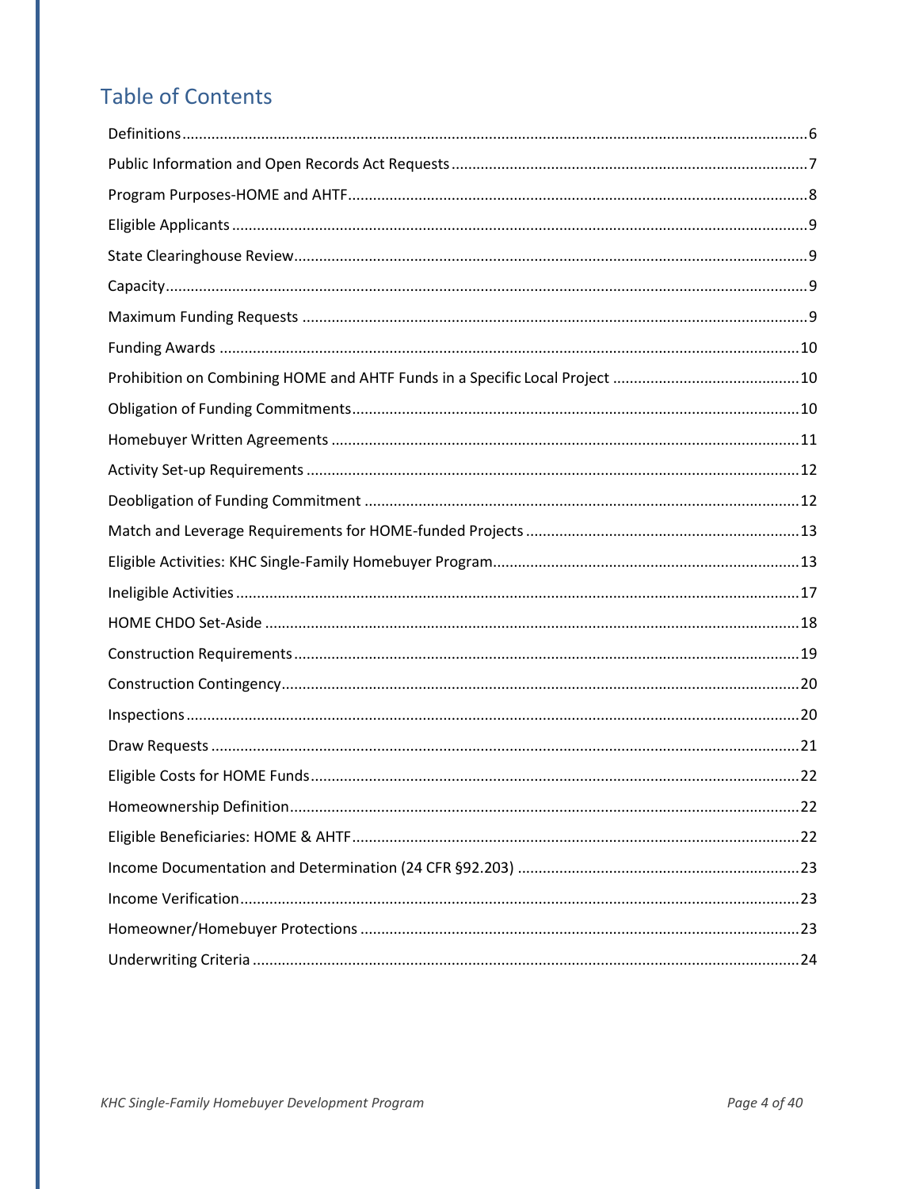## Table of Contents

Definitions.....6

Public Information and Open Records Act Requests.....7

Program Purposes-HOME and AHTF.....8

Eligible Applicants.....9

State Clearinghouse Review.....9

Capacity.....9

Maximum Funding Requests.....9

Funding Awards.....10

Prohibition on Combining HOME and AHTF Funds in a Specific Local Project.....10

Obligation of Funding Commitments.....10

Homebuyer Written Agreements.....11

Activity Set-up Requirements.....12

Deobligation of Funding Commitment.....12

Match and Leverage Requirements for HOME-funded Projects.....13

Eligible Activities: KHC Single-Family Homebuyer Program.....13

Ineligible Activities.....17

HOME CHDO Set-Aside.....18

Construction Requirements.....19

Construction Contingency.....20

Inspections.....20

Draw Requests.....21

Eligible Costs for HOME Funds.....22

Homeownership Definition.....22

Eligible Beneficiaries: HOME & AHTF.....22

Income Documentation and Determination (24 CFR §92.203).....23

Income Verification.....23

Homeowner/Homebuyer Protections.....23

Underwriting Criteria.....24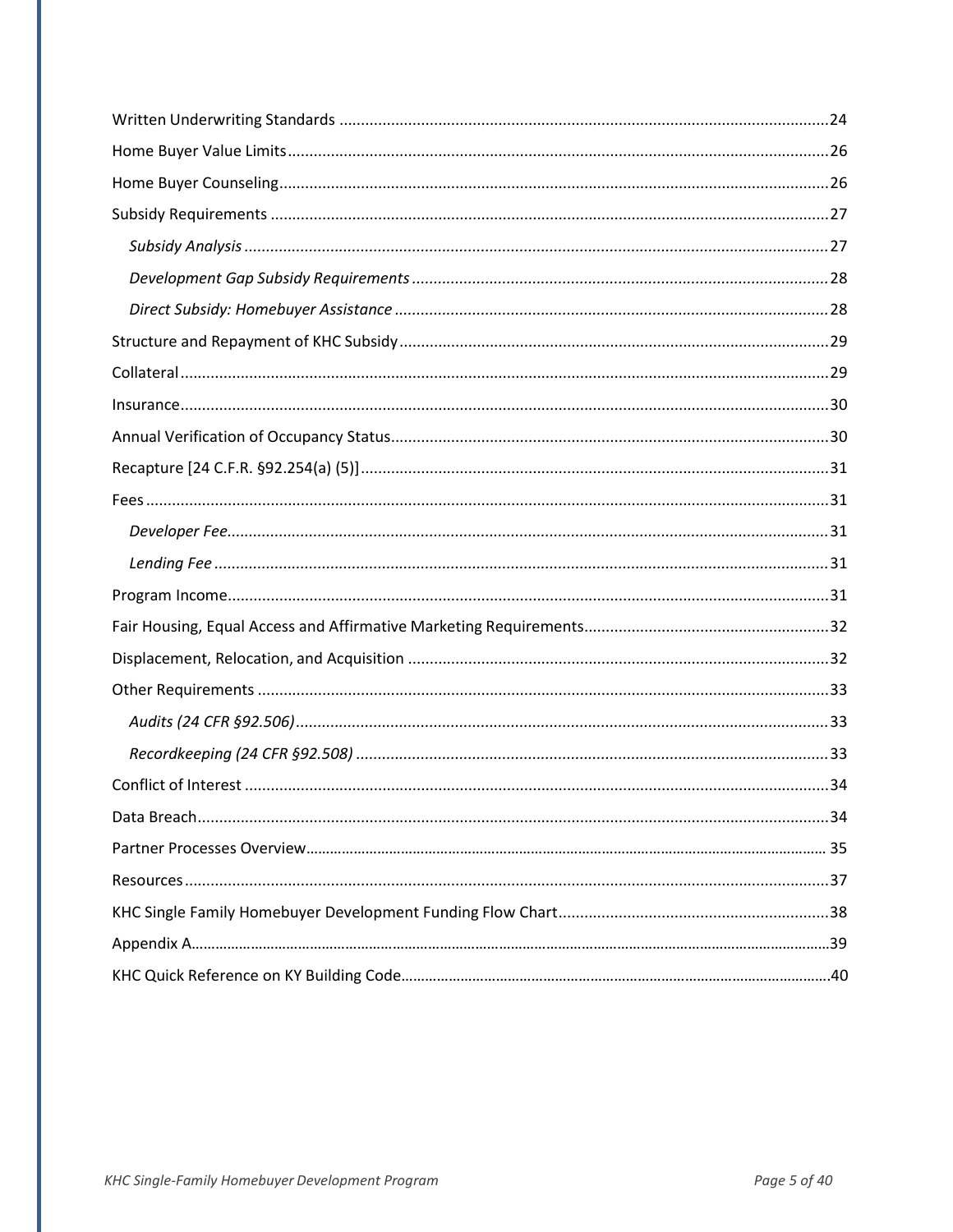Written Underwriting Standards ....24
Home Buyer Value Limits....26
Home Buyer Counseling....26
Subsidy Requirements ....27
*Subsidy Analysis* ....27
*Development Gap Subsidy Requirements* ....28
*Direct Subsidy: Homebuyer Assistance* ....28
Structure and Repayment of KHC Subsidy....29
Collateral....29
Insurance....30
Annual Verification of Occupancy Status....30
Recapture [24 C.F.R. §92.254(a) (5)]....31
Fees ....31
*Developer Fee*....31
*Lending Fee* ....31
Program Income....31
Fair Housing, Equal Access and Affirmative Marketing Requirements....32
Displacement, Relocation, and Acquisition ....32
Other Requirements ....33
*Audits (24 CFR §92.506)*....33
*Recordkeeping (24 CFR §92.508)* ....33
Conflict of Interest ....34
Data Breach....34
Partner Processes Overview....35
Resources....37
KHC Single Family Homebuyer Development Funding Flow Chart....38
Appendix A....39
KHC Quick Reference on KY Building Code....40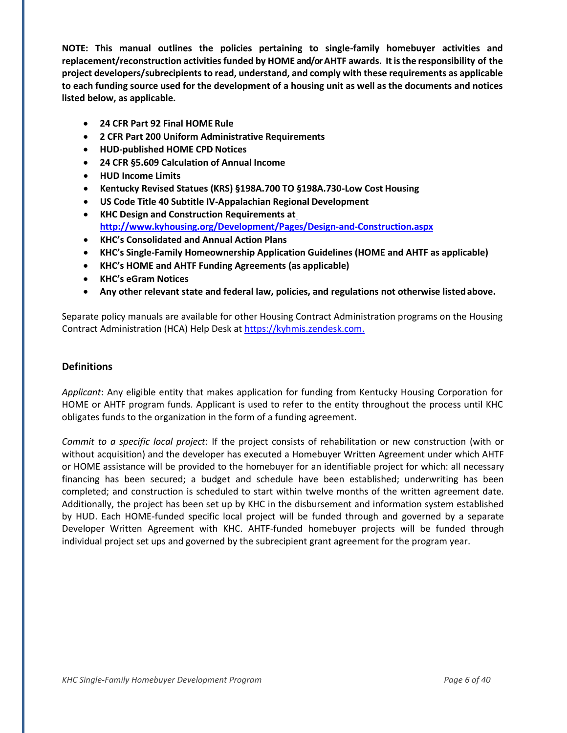**NOTE: This manual outlines the policies pertaining to single-family homebuyer activities and replacement/reconstruction activities funded by HOME and/or AHTF awards. It is the responsibility of the project developers/subrecipients to read, understand, and comply with these requirements as applicable to each funding source used for the development of a housing unit as well as the documents and notices listed below, as applicable.**

- **24 CFR Part 92 Final HOME Rule**
- **2 CFR Part 200 Uniform Administrative Requirements**
- **HUD-published HOME CPD Notices**
- **24 CFR §5.609 Calculation of Annual Income**
- **HUD Income Limits**
- **Kentucky Revised Statues (KRS) §198A.700 TO §198A.730-Low Cost Housing**
- **US Code Title 40 Subtitle IV-Appalachian Regional Development**
- **KHC Design and Construction Requirements at http://www.kyhousing.org/Development/Pages/Design-and-Construction.aspx**
- **KHC's Consolidated and Annual Action Plans**
- **KHC's Single-Family Homeownership Application Guidelines (HOME and AHTF as applicable)**
- **KHC's HOME and AHTF Funding Agreements (as applicable)**
- **KHC's eGram Notices**
- **Any other relevant state and federal law, policies, and regulations not otherwise listed above.**

Separate policy manuals are available for other Housing Contract Administration programs on the Housing Contract Administration (HCA) Help Desk at https://kyhmis.zendesk.com.

## Definitions

*Applicant*: Any eligible entity that makes application for funding from Kentucky Housing Corporation for HOME or AHTF program funds. Applicant is used to refer to the entity throughout the process until KHC obligates funds to the organization in the form of a funding agreement.

*Commit to a specific local project*: If the project consists of rehabilitation or new construction (with or without acquisition) and the developer has executed a Homebuyer Written Agreement under which AHTF or HOME assistance will be provided to the homebuyer for an identifiable project for which: all necessary financing has been secured; a budget and schedule have been established; underwriting has been completed; and construction is scheduled to start within twelve months of the written agreement date. Additionally, the project has been set up by KHC in the disbursement and information system established by HUD. Each HOME-funded specific local project will be funded through and governed by a separate Developer Written Agreement with KHC. AHTF-funded homebuyer projects will be funded through individual project set ups and governed by the subrecipient grant agreement for the program year.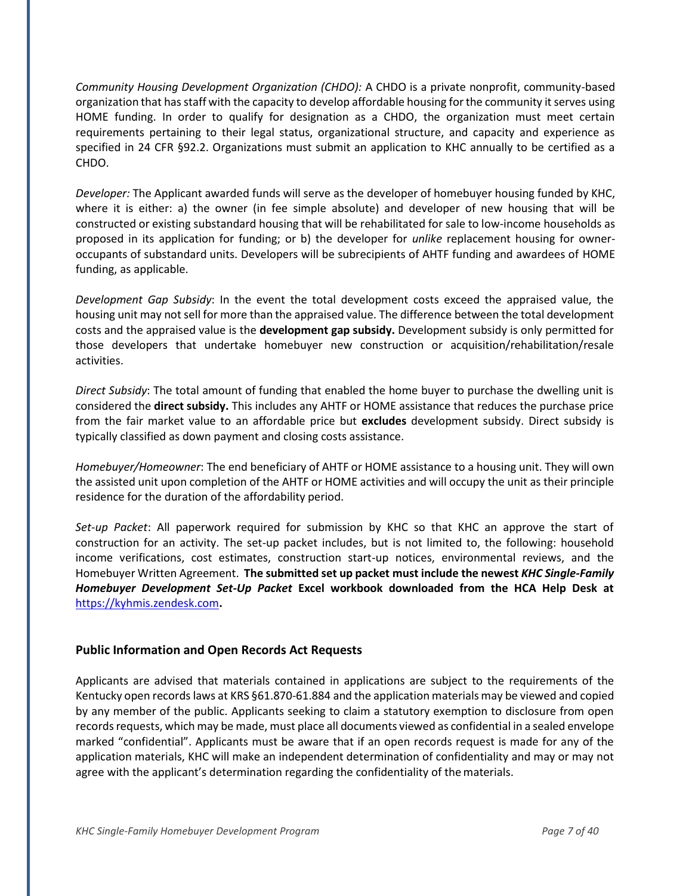*Community Housing Development Organization (CHDO):* A CHDO is a private nonprofit, community-based organization that has staff with the capacity to develop affordable housing for the community it serves using HOME funding. In order to qualify for designation as a CHDO, the organization must meet certain requirements pertaining to their legal status, organizational structure, and capacity and experience as specified in 24 CFR §92.2. Organizations must submit an application to KHC annually to be certified as a CHDO.

*Developer:* The Applicant awarded funds will serve as the developer of homebuyer housing funded by KHC, where it is either: a) the owner (in fee simple absolute) and developer of new housing that will be constructed or existing substandard housing that will be rehabilitated for sale to low-income households as proposed in its application for funding; or b) the developer for *unlike* replacement housing for owner-occupants of substandard units. Developers will be subrecipients of AHTF funding and awardees of HOME funding, as applicable.

*Development Gap Subsidy*: In the event the total development costs exceed the appraised value, the housing unit may not sell for more than the appraised value. The difference between the total development costs and the appraised value is the **development gap subsidy.** Development subsidy is only permitted for those developers that undertake homebuyer new construction or acquisition/rehabilitation/resale activities.

*Direct Subsidy*: The total amount of funding that enabled the home buyer to purchase the dwelling unit is considered the **direct subsidy.** This includes any AHTF or HOME assistance that reduces the purchase price from the fair market value to an affordable price but **excludes** development subsidy. Direct subsidy is typically classified as down payment and closing costs assistance.

*Homebuyer/Homeowner*: The end beneficiary of AHTF or HOME assistance to a housing unit. They will own the assisted unit upon completion of the AHTF or HOME activities and will occupy the unit as their principle residence for the duration of the affordability period.

*Set-up Packet*: All paperwork required for submission by KHC so that KHC an approve the start of construction for an activity. The set-up packet includes, but is not limited to, the following: household income verifications, cost estimates, construction start-up notices, environmental reviews, and the Homebuyer Written Agreement. **The submitted set up packet must include the newest *KHC Single-Family Homebuyer Development Set-Up Packet* Excel workbook downloaded from the HCA Help Desk at** https://kyhmis.zendesk.com**.**

## Public Information and Open Records Act Requests

Applicants are advised that materials contained in applications are subject to the requirements of the Kentucky open records laws at KRS §61.870-61.884 and the application materials may be viewed and copied by any member of the public. Applicants seeking to claim a statutory exemption to disclosure from open records requests, which may be made, must place all documents viewed as confidential in a sealed envelope marked "confidential". Applicants must be aware that if an open records request is made for any of the application materials, KHC will make an independent determination of confidentiality and may or may not agree with the applicant's determination regarding the confidentiality of the materials.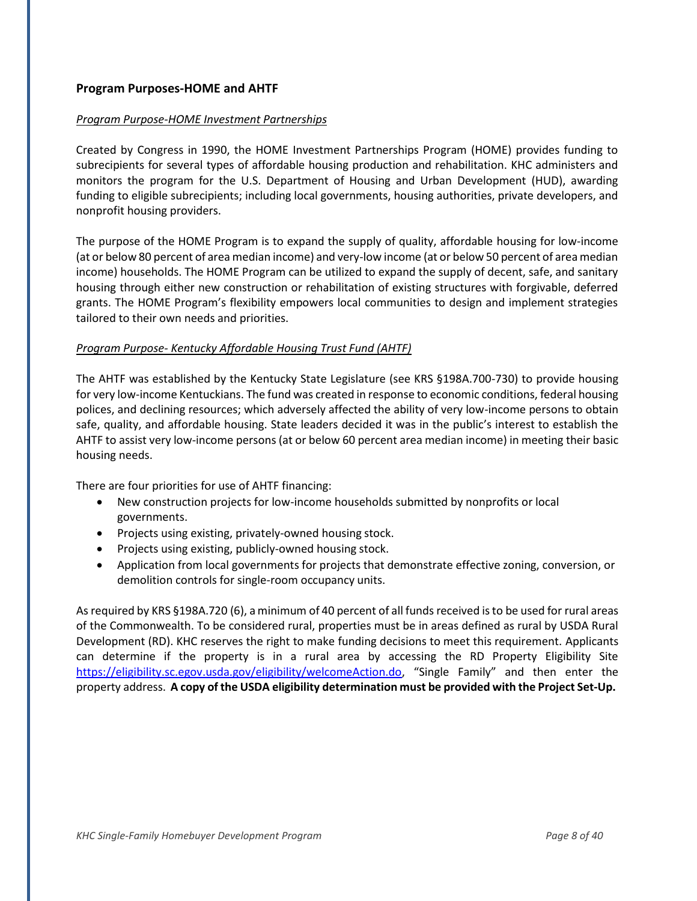## Program Purposes-HOME and AHTF

### *Program Purpose-HOME Investment Partnerships*

Created by Congress in 1990, the HOME Investment Partnerships Program (HOME) provides funding to subrecipients for several types of affordable housing production and rehabilitation. KHC administers and monitors the program for the U.S. Department of Housing and Urban Development (HUD), awarding funding to eligible subrecipients; including local governments, housing authorities, private developers, and nonprofit housing providers.

The purpose of the HOME Program is to expand the supply of quality, affordable housing for low-income (at or below 80 percent of area median income) and very-low income (at or below 50 percent of area median income) households. The HOME Program can be utilized to expand the supply of decent, safe, and sanitary housing through either new construction or rehabilitation of existing structures with forgivable, deferred grants. The HOME Program's flexibility empowers local communities to design and implement strategies tailored to their own needs and priorities.

### *Program Purpose- Kentucky Affordable Housing Trust Fund (AHTF)*

The AHTF was established by the Kentucky State Legislature (see KRS §198A.700-730) to provide housing for very low-income Kentuckians. The fund was created in response to economic conditions, federal housing polices, and declining resources; which adversely affected the ability of very low-income persons to obtain safe, quality, and affordable housing. State leaders decided it was in the public's interest to establish the AHTF to assist very low-income persons (at or below 60 percent area median income) in meeting their basic housing needs.

There are four priorities for use of AHTF financing:

- New construction projects for low-income households submitted by nonprofits or local governments.
- Projects using existing, privately-owned housing stock.
- Projects using existing, publicly-owned housing stock.
- Application from local governments for projects that demonstrate effective zoning, conversion, or demolition controls for single-room occupancy units.

As required by KRS §198A.720 (6), a minimum of 40 percent of all funds received is to be used for rural areas of the Commonwealth. To be considered rural, properties must be in areas defined as rural by USDA Rural Development (RD). KHC reserves the right to make funding decisions to meet this requirement. Applicants can determine if the property is in a rural area by accessing the RD Property Eligibility Site https://eligibility.sc.egov.usda.gov/eligibility/welcomeAction.do, "Single Family" and then enter the property address. **A copy of the USDA eligibility determination must be provided with the Project Set-Up.**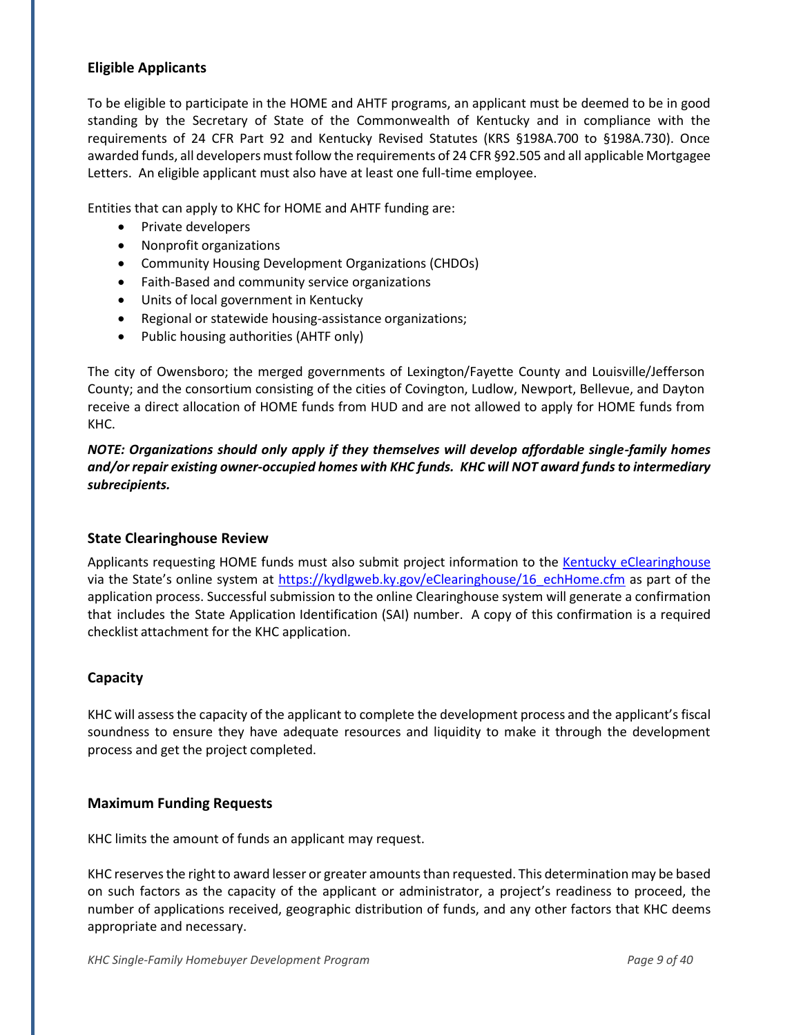## Eligible Applicants

To be eligible to participate in the HOME and AHTF programs, an applicant must be deemed to be in good standing by the Secretary of State of the Commonwealth of Kentucky and in compliance with the requirements of 24 CFR Part 92 and Kentucky Revised Statutes (KRS §198A.700 to §198A.730). Once awarded funds, all developers must follow the requirements of 24 CFR §92.505 and all applicable Mortgagee Letters. An eligible applicant must also have at least one full-time employee.

Entities that can apply to KHC for HOME and AHTF funding are:

- Private developers
- Nonprofit organizations
- Community Housing Development Organizations (CHDOs)
- Faith-Based and community service organizations
- Units of local government in Kentucky
- Regional or statewide housing-assistance organizations;
- Public housing authorities (AHTF only)

The city of Owensboro; the merged governments of Lexington/Fayette County and Louisville/Jefferson County; and the consortium consisting of the cities of Covington, Ludlow, Newport, Bellevue, and Dayton receive a direct allocation of HOME funds from HUD and are not allowed to apply for HOME funds from KHC.

***NOTE: Organizations should only apply if they themselves will develop affordable single-family homes and/or repair existing owner-occupied homes with KHC funds. KHC will NOT award funds to intermediary subrecipients.***

## State Clearinghouse Review

Applicants requesting HOME funds must also submit project information to the [Kentucky eClearinghouse](https://kydlgweb.ky.gov/eClearinghouse/16_echHome.cfm) via the State's online system at [https://kydlgweb.ky.gov/eClearinghouse/16_echHome.cfm](https://kydlgweb.ky.gov/eClearinghouse/16_echHome.cfm) as part of the application process. Successful submission to the online Clearinghouse system will generate a confirmation that includes the State Application Identification (SAI) number. A copy of this confirmation is a required checklist attachment for the KHC application.

## Capacity

KHC will assess the capacity of the applicant to complete the development process and the applicant's fiscal soundness to ensure they have adequate resources and liquidity to make it through the development process and get the project completed.

## Maximum Funding Requests

KHC limits the amount of funds an applicant may request.

KHC reserves the right to award lesser or greater amounts than requested. This determination may be based on such factors as the capacity of the applicant or administrator, a project's readiness to proceed, the number of applications received, geographic distribution of funds, and any other factors that KHC deems appropriate and necessary.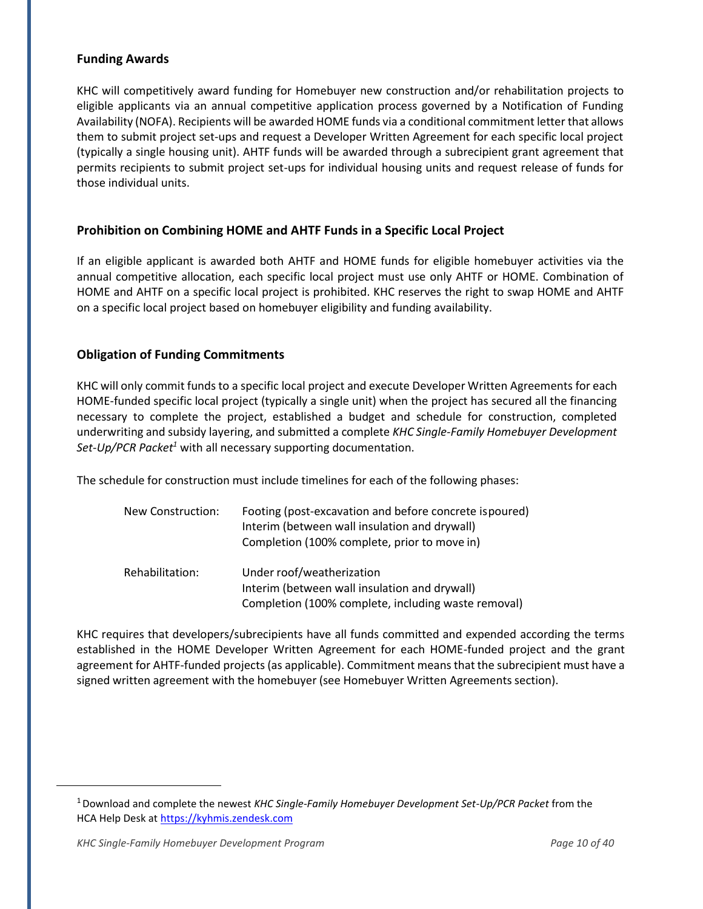### Funding Awards

KHC will competitively award funding for Homebuyer new construction and/or rehabilitation projects to eligible applicants via an annual competitive application process governed by a Notification of Funding Availability (NOFA). Recipients will be awarded HOME funds via a conditional commitment letter that allows them to submit project set-ups and request a Developer Written Agreement for each specific local project (typically a single housing unit). AHTF funds will be awarded through a subrecipient grant agreement that permits recipients to submit project set-ups for individual housing units and request release of funds for those individual units.

### Prohibition on Combining HOME and AHTF Funds in a Specific Local Project

If an eligible applicant is awarded both AHTF and HOME funds for eligible homebuyer activities via the annual competitive allocation, each specific local project must use only AHTF or HOME. Combination of HOME and AHTF on a specific local project is prohibited. KHC reserves the right to swap HOME and AHTF on a specific local project based on homebuyer eligibility and funding availability.

### Obligation of Funding Commitments

KHC will only commit funds to a specific local project and execute Developer Written Agreements for each HOME-funded specific local project (typically a single unit) when the project has secured all the financing necessary to complete the project, established a budget and schedule for construction, completed underwriting and subsidy layering, and submitted a complete *KHC Single-Family Homebuyer Development Set-Up/PCR Packet*[1] with all necessary supporting documentation.

The schedule for construction must include timelines for each of the following phases:

| | |
|---|---|
| New Construction: | Footing (post-excavation and before concrete is poured)<br>Interim (between wall insulation and drywall)<br>Completion (100% complete, prior to move in) |
| Rehabilitation: | Under roof/weatherization<br>Interim (between wall insulation and drywall)<br>Completion (100% complete, including waste removal) |

KHC requires that developers/subrecipients have all funds committed and expended according the terms established in the HOME Developer Written Agreement for each HOME-funded project and the grant agreement for AHTF-funded projects (as applicable). Commitment means that the subrecipient must have a signed written agreement with the homebuyer (see Homebuyer Written Agreements section).

---

[1] Download and complete the newest *KHC Single-Family Homebuyer Development Set-Up/PCR Packet* from the HCA Help Desk at https://kyhmis.zendesk.com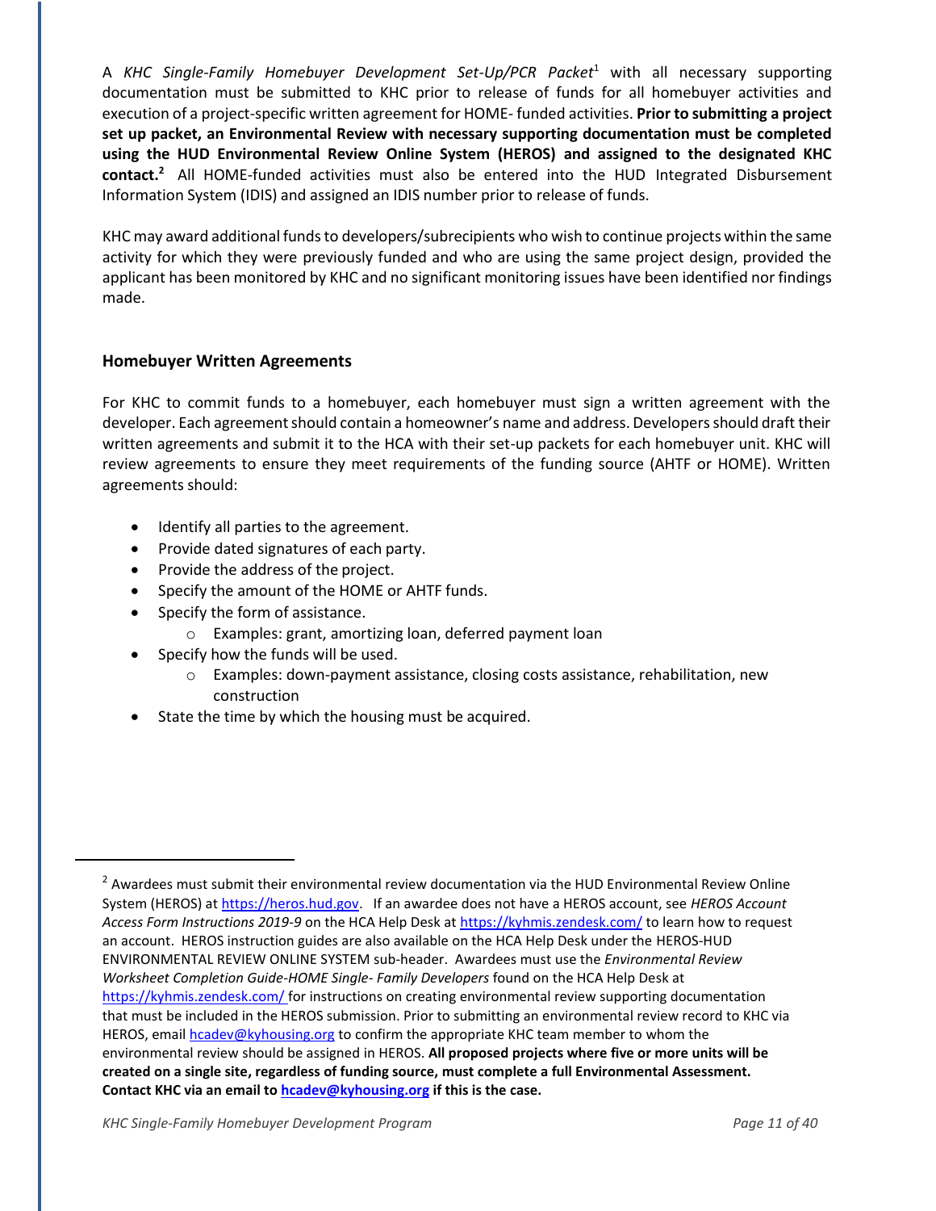A *KHC Single-Family Homebuyer Development Set-Up/PCR Packet*[1] with all necessary supporting documentation must be submitted to KHC prior to release of funds for all homebuyer activities and execution of a project-specific written agreement for HOME- funded activities. **Prior to submitting a project set up packet, an Environmental Review with necessary supporting documentation must be completed using the HUD Environmental Review Online System (HEROS) and assigned to the designated KHC contact.[2]** All HOME-funded activities must also be entered into the HUD Integrated Disbursement Information System (IDIS) and assigned an IDIS number prior to release of funds.

KHC may award additional funds to developers/subrecipients who wish to continue projects within the same activity for which they were previously funded and who are using the same project design, provided the applicant has been monitored by KHC and no significant monitoring issues have been identified nor findings made.

## Homebuyer Written Agreements

For KHC to commit funds to a homebuyer, each homebuyer must sign a written agreement with the developer. Each agreement should contain a homeowner's name and address. Developers should draft their written agreements and submit it to the HCA with their set-up packets for each homebuyer unit. KHC will review agreements to ensure they meet requirements of the funding source (AHTF or HOME). Written agreements should:

- Identify all parties to the agreement.
- Provide dated signatures of each party.
- Provide the address of the project.
- Specify the amount of the HOME or AHTF funds.
- Specify the form of assistance.
  - Examples: grant, amortizing loan, deferred payment loan
- Specify how the funds will be used.
  - Examples: down-payment assistance, closing costs assistance, rehabilitation, new construction
- State the time by which the housing must be acquired.

---

[2] Awardees must submit their environmental review documentation via the HUD Environmental Review Online System (HEROS) at https://heros.hud.gov. If an awardee does not have a HEROS account, see *HEROS Account Access Form Instructions 2019-9* on the HCA Help Desk at https://kyhmis.zendesk.com/ to learn how to request an account. HEROS instruction guides are also available on the HCA Help Desk under the HEROS-HUD ENVIRONMENTAL REVIEW ONLINE SYSTEM sub-header. Awardees must use the *Environmental Review Worksheet Completion Guide-HOME Single- Family Developers* found on the HCA Help Desk at https://kyhmis.zendesk.com/ for instructions on creating environmental review supporting documentation that must be included in the HEROS submission. Prior to submitting an environmental review record to KHC via HEROS, email hcadev@kyhousing.org to confirm the appropriate KHC team member to whom the environmental review should be assigned in HEROS. **All proposed projects where five or more units will be created on a single site, regardless of funding source, must complete a full Environmental Assessment. Contact KHC via an email to hcadev@kyhousing.org if this is the case.**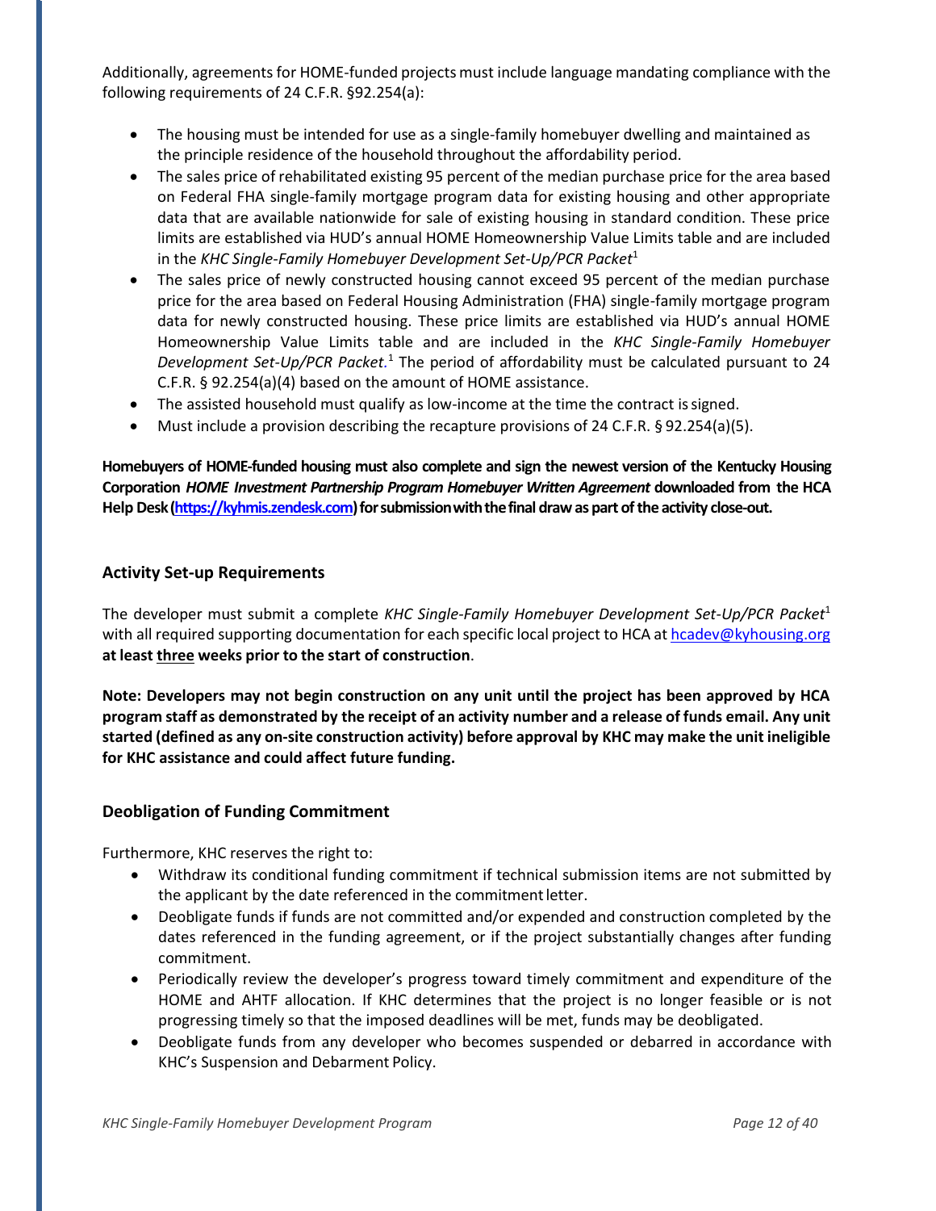Additionally, agreements for HOME-funded projects must include language mandating compliance with the following requirements of 24 C.F.R. §92.254(a):

- The housing must be intended for use as a single-family homebuyer dwelling and maintained as the principle residence of the household throughout the affordability period.
- The sales price of rehabilitated existing 95 percent of the median purchase price for the area based on Federal FHA single-family mortgage program data for existing housing and other appropriate data that are available nationwide for sale of existing housing in standard condition. These price limits are established via HUD's annual HOME Homeownership Value Limits table and are included in the *KHC Single-Family Homebuyer Development Set-Up/PCR Packet*[1]
- The sales price of newly constructed housing cannot exceed 95 percent of the median purchase price for the area based on Federal Housing Administration (FHA) single-family mortgage program data for newly constructed housing. These price limits are established via HUD's annual HOME Homeownership Value Limits table and are included in the *KHC Single-Family Homebuyer Development Set-Up/PCR Packet.*[1] The period of affordability must be calculated pursuant to 24 C.F.R. § 92.254(a)(4) based on the amount of HOME assistance.
- The assisted household must qualify as low-income at the time the contract is signed.
- Must include a provision describing the recapture provisions of 24 C.F.R. § 92.254(a)(5).

**Homebuyers of HOME-funded housing must also complete and sign the newest version of the Kentucky Housing Corporation *HOME Investment Partnership Program Homebuyer Written Agreement* downloaded from the HCA Help Desk (https://kyhmis.zendesk.com) for submission with the final draw as part of the activity close-out.**

## Activity Set-up Requirements

The developer must submit a complete *KHC Single-Family Homebuyer Development Set-Up/PCR Packet*[1] with all required supporting documentation for each specific local project to HCA at hcadev@kyhousing.org **at least three weeks prior to the start of construction**.

**Note: Developers may not begin construction on any unit until the project has been approved by HCA program staff as demonstrated by the receipt of an activity number and a release of funds email. Any unit started (defined as any on-site construction activity) before approval by KHC may make the unit ineligible for KHC assistance and could affect future funding.**

## Deobligation of Funding Commitment

Furthermore, KHC reserves the right to:

- Withdraw its conditional funding commitment if technical submission items are not submitted by the applicant by the date referenced in the commitment letter.
- Deobligate funds if funds are not committed and/or expended and construction completed by the dates referenced in the funding agreement, or if the project substantially changes after funding commitment.
- Periodically review the developer's progress toward timely commitment and expenditure of the HOME and AHTF allocation. If KHC determines that the project is no longer feasible or is not progressing timely so that the imposed deadlines will be met, funds may be deobligated.
- Deobligate funds from any developer who becomes suspended or debarred in accordance with KHC's Suspension and Debarment Policy.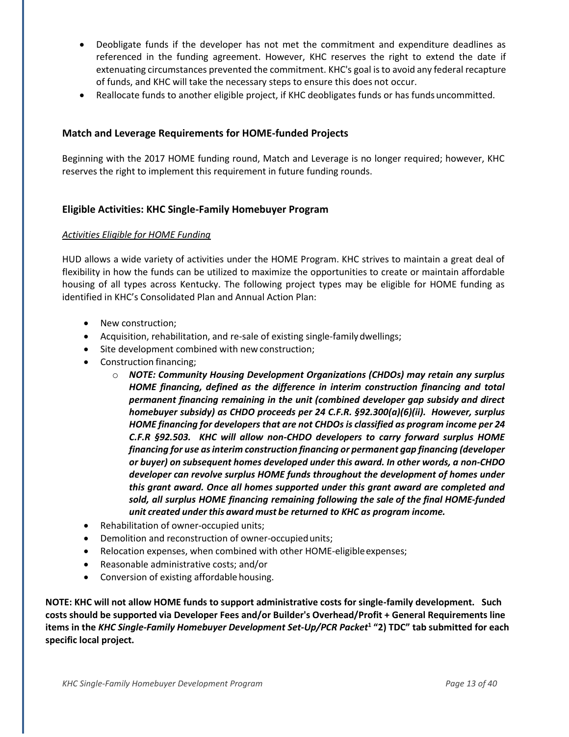- Deobligate funds if the developer has not met the commitment and expenditure deadlines as referenced in the funding agreement. However, KHC reserves the right to extend the date if extenuating circumstances prevented the commitment. KHC's goal is to avoid any federal recapture of funds, and KHC will take the necessary steps to ensure this does not occur.
- Reallocate funds to another eligible project, if KHC deobligates funds or has funds uncommitted.

## Match and Leverage Requirements for HOME-funded Projects

Beginning with the 2017 HOME funding round, Match and Leverage is no longer required; however, KHC reserves the right to implement this requirement in future funding rounds.

## Eligible Activities: KHC Single-Family Homebuyer Program

*Activities Eligible for HOME Funding*

HUD allows a wide variety of activities under the HOME Program. KHC strives to maintain a great deal of flexibility in how the funds can be utilized to maximize the opportunities to create or maintain affordable housing of all types across Kentucky. The following project types may be eligible for HOME funding as identified in KHC's Consolidated Plan and Annual Action Plan:

- New construction;
- Acquisition, rehabilitation, and re-sale of existing single-family dwellings;
- Site development combined with new construction;
- Construction financing;
    - ***NOTE: Community Housing Development Organizations (CHDOs) may retain any surplus HOME financing, defined as the difference in interim construction financing and total permanent financing remaining in the unit (combined developer gap subsidy and direct homebuyer subsidy) as CHDO proceeds per 24 C.F.R. §92.300(a)(6)(ii). However, surplus HOME financing for developers that are not CHDOs is classified as program income per 24 C.F.R §92.503. KHC will allow non-CHDO developers to carry forward surplus HOME financing for use as interim construction financing or permanent gap financing (developer or buyer) on subsequent homes developed under this award. In other words, a non-CHDO developer can revolve surplus HOME funds throughout the development of homes under this grant award. Once all homes supported under this grant award are completed and sold, all surplus HOME financing remaining following the sale of the final HOME-funded unit created under this award must be returned to KHC as program income.***
- Rehabilitation of owner-occupied units;
- Demolition and reconstruction of owner-occupied units;
- Relocation expenses, when combined with other HOME-eligible expenses;
- Reasonable administrative costs; and/or
- Conversion of existing affordable housing.

**NOTE: KHC will not allow HOME funds to support administrative costs for single-family development. Such costs should be supported via Developer Fees and/or Builder's Overhead/Profit + General Requirements line items in the *KHC Single-Family Homebuyer Development Set-Up/PCR Packet*[1] "2) TDC" tab submitted for each specific local project.**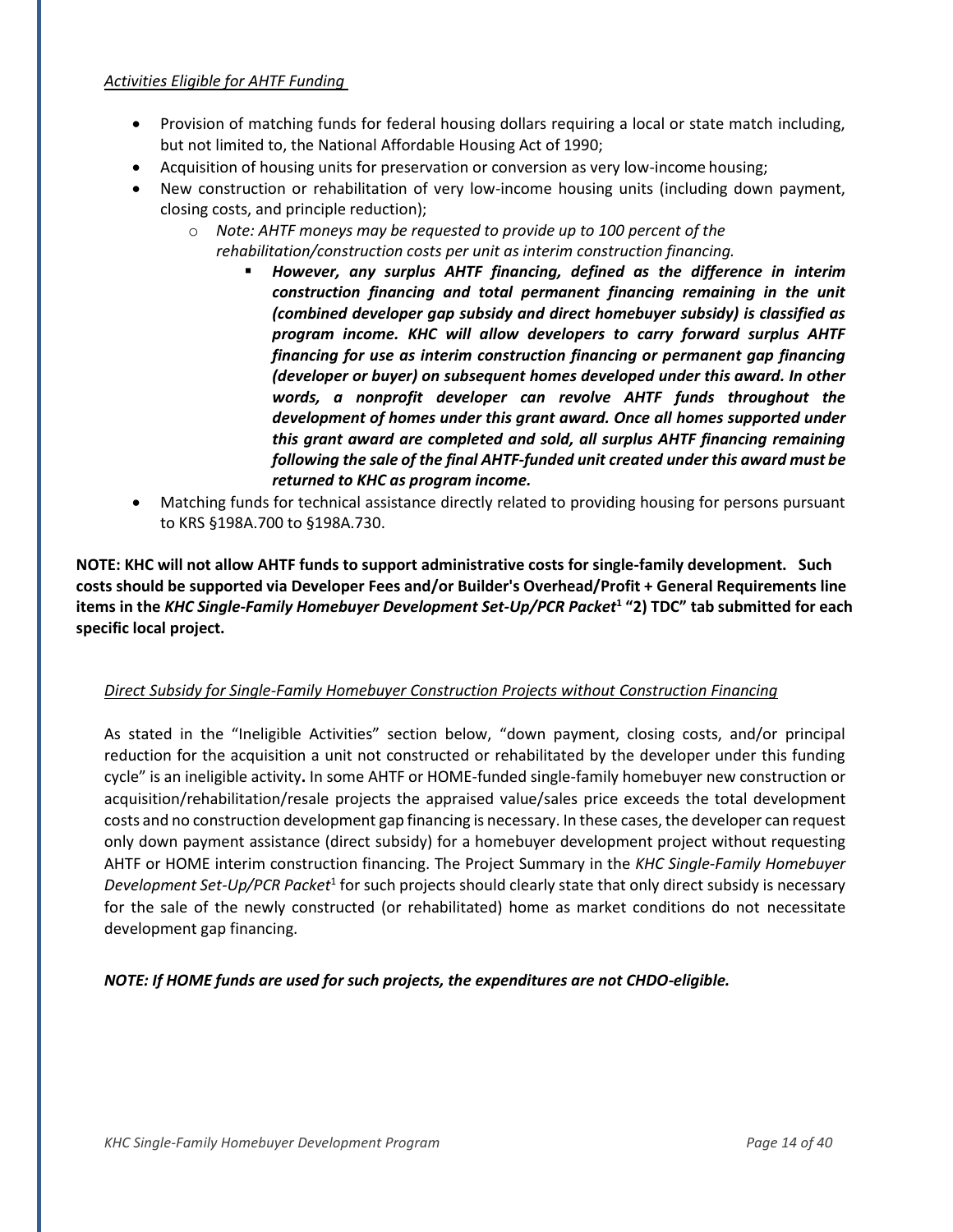*Activities Eligible for AHTF Funding*

- Provision of matching funds for federal housing dollars requiring a local or state match including, but not limited to, the National Affordable Housing Act of 1990;
- Acquisition of housing units for preservation or conversion as very low-income housing;
- New construction or rehabilitation of very low-income housing units (including down payment, closing costs, and principle reduction);
  - *Note: AHTF moneys may be requested to provide up to 100 percent of the rehabilitation/construction costs per unit as interim construction financing.*
    - ***However, any surplus AHTF financing, defined as the difference in interim construction financing and total permanent financing remaining in the unit (combined developer gap subsidy and direct homebuyer subsidy) is classified as program income. KHC will allow developers to carry forward surplus AHTF financing for use as interim construction financing or permanent gap financing (developer or buyer) on subsequent homes developed under this award. In other words, a nonprofit developer can revolve AHTF funds throughout the development of homes under this grant award. Once all homes supported under this grant award are completed and sold, all surplus AHTF financing remaining following the sale of the final AHTF-funded unit created under this award must be returned to KHC as program income.***
- Matching funds for technical assistance directly related to providing housing for persons pursuant to KRS §198A.700 to §198A.730.

**NOTE: KHC will not allow AHTF funds to support administrative costs for single-family development. Such costs should be supported via Developer Fees and/or Builder's Overhead/Profit + General Requirements line items in the *KHC Single-Family Homebuyer Development Set-Up/PCR Packet*[1] "2) TDC" tab submitted for each specific local project.**

*Direct Subsidy for Single-Family Homebuyer Construction Projects without Construction Financing*

As stated in the "Ineligible Activities" section below, "down payment, closing costs, and/or principal reduction for the acquisition a unit not constructed or rehabilitated by the developer under this funding cycle" is an ineligible activity**.** In some AHTF or HOME-funded single-family homebuyer new construction or acquisition/rehabilitation/resale projects the appraised value/sales price exceeds the total development costs and no construction development gap financing is necessary. In these cases, the developer can request only down payment assistance (direct subsidy) for a homebuyer development project without requesting AHTF or HOME interim construction financing. The Project Summary in the *KHC Single-Family Homebuyer Development Set-Up/PCR Packet*[1] for such projects should clearly state that only direct subsidy is necessary for the sale of the newly constructed (or rehabilitated) home as market conditions do not necessitate development gap financing.

***NOTE: If HOME funds are used for such projects, the expenditures are not CHDO-eligible.***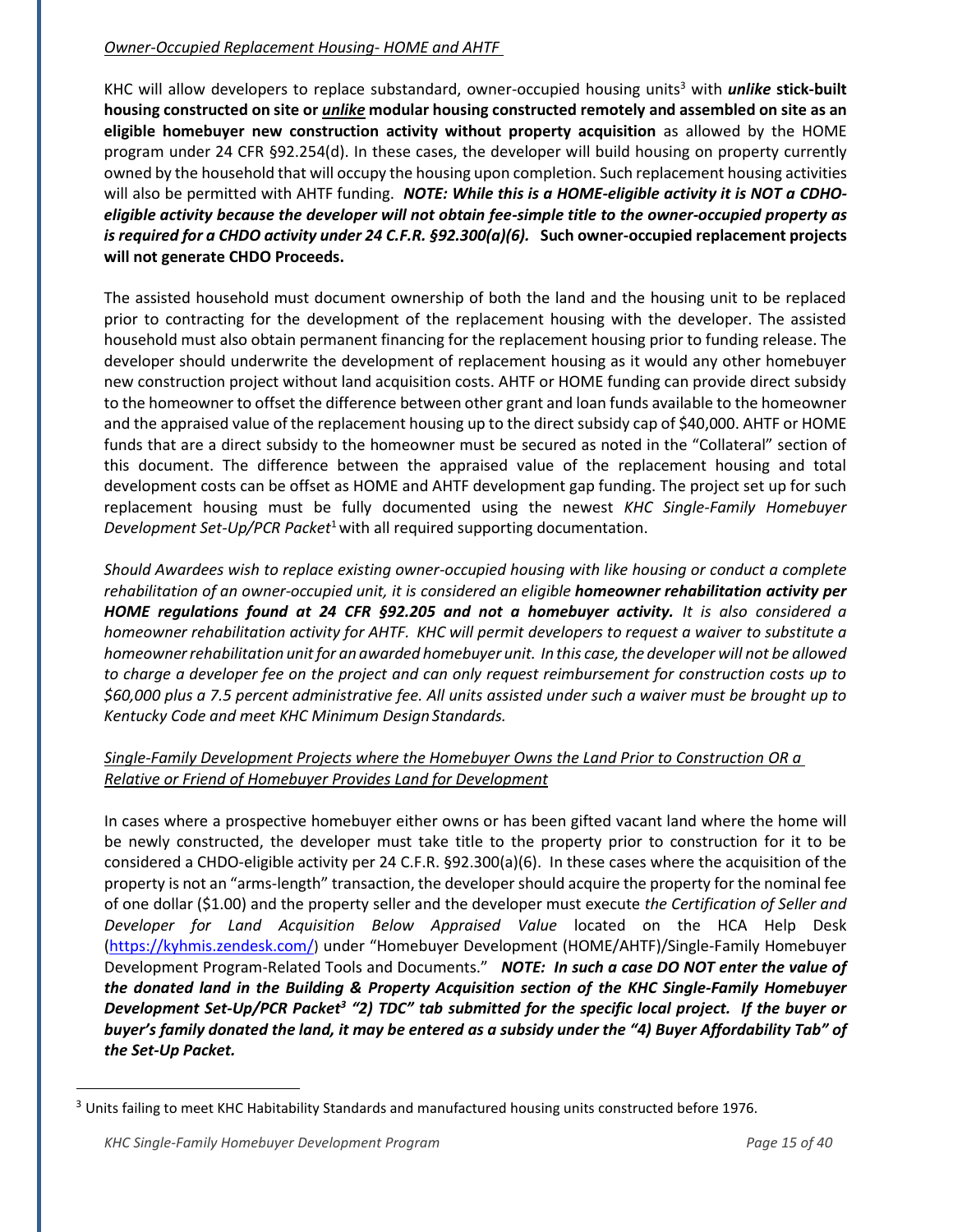*Owner-Occupied Replacement Housing- HOME and AHTF*

KHC will allow developers to replace substandard, owner-occupied housing units[3] with ***unlike*** **stick-built housing constructed on site or *unlike* modular housing constructed remotely and assembled on site as an eligible homebuyer new construction activity without property acquisition** as allowed by the HOME program under 24 CFR §92.254(d). In these cases, the developer will build housing on property currently owned by the household that will occupy the housing upon completion. Such replacement housing activities will also be permitted with AHTF funding. ***NOTE: While this is a HOME-eligible activity it is NOT a CDHO-eligible activity because the developer will not obtain fee-simple title to the owner-occupied property as is required for a CHDO activity under 24 C.F.R. §92.300(a)(6).*** **Such owner-occupied replacement projects will not generate CHDO Proceeds.**

The assisted household must document ownership of both the land and the housing unit to be replaced prior to contracting for the development of the replacement housing with the developer. The assisted household must also obtain permanent financing for the replacement housing prior to funding release. The developer should underwrite the development of replacement housing as it would any other homebuyer new construction project without land acquisition costs. AHTF or HOME funding can provide direct subsidy to the homeowner to offset the difference between other grant and loan funds available to the homeowner and the appraised value of the replacement housing up to the direct subsidy cap of $40,000. AHTF or HOME funds that are a direct subsidy to the homeowner must be secured as noted in the "Collateral" section of this document. The difference between the appraised value of the replacement housing and total development costs can be offset as HOME and AHTF development gap funding. The project set up for such replacement housing must be fully documented using the newest *KHC Single-Family Homebuyer Development Set-Up/PCR Packet*[1] with all required supporting documentation.

*Should Awardees wish to replace existing owner-occupied housing with like housing or conduct a complete rehabilitation of an owner-occupied unit, it is considered an eligible **homeowner rehabilitation activity per HOME regulations found at 24 CFR §92.205 and not a homebuyer activity.** It is also considered a homeowner rehabilitation activity for AHTF. KHC will permit developers to request a waiver to substitute a homeowner rehabilitation unit for an awarded homebuyer unit. In this case, the developer will not be allowed to charge a developer fee on the project and can only request reimbursement for construction costs up to $60,000 plus a 7.5 percent administrative fee. All units assisted under such a waiver must be brought up to Kentucky Code and meet KHC Minimum Design Standards.*

*Single-Family Development Projects where the Homebuyer Owns the Land Prior to Construction OR a Relative or Friend of Homebuyer Provides Land for Development*

In cases where a prospective homebuyer either owns or has been gifted vacant land where the home will be newly constructed, the developer must take title to the property prior to construction for it to be considered a CHDO-eligible activity per 24 C.F.R. §92.300(a)(6). In these cases where the acquisition of the property is not an "arms-length" transaction, the developer should acquire the property for the nominal fee of one dollar ($1.00) and the property seller and the developer must execute *the Certification of Seller and Developer for Land Acquisition Below Appraised Value* located on the HCA Help Desk (https://kyhmis.zendesk.com/) under "Homebuyer Development (HOME/AHTF)/Single-Family Homebuyer Development Program-Related Tools and Documents." ***NOTE: In such a case DO NOT enter the value of the donated land in the Building & Property Acquisition section of the KHC Single-Family Homebuyer Development Set-Up/PCR Packet[3] "2) TDC" tab submitted for the specific local project. If the buyer or buyer's family donated the land, it may be entered as a subsidy under the "4) Buyer Affordability Tab" of the Set-Up Packet.***

[3] Units failing to meet KHC Habitability Standards and manufactured housing units constructed before 1976.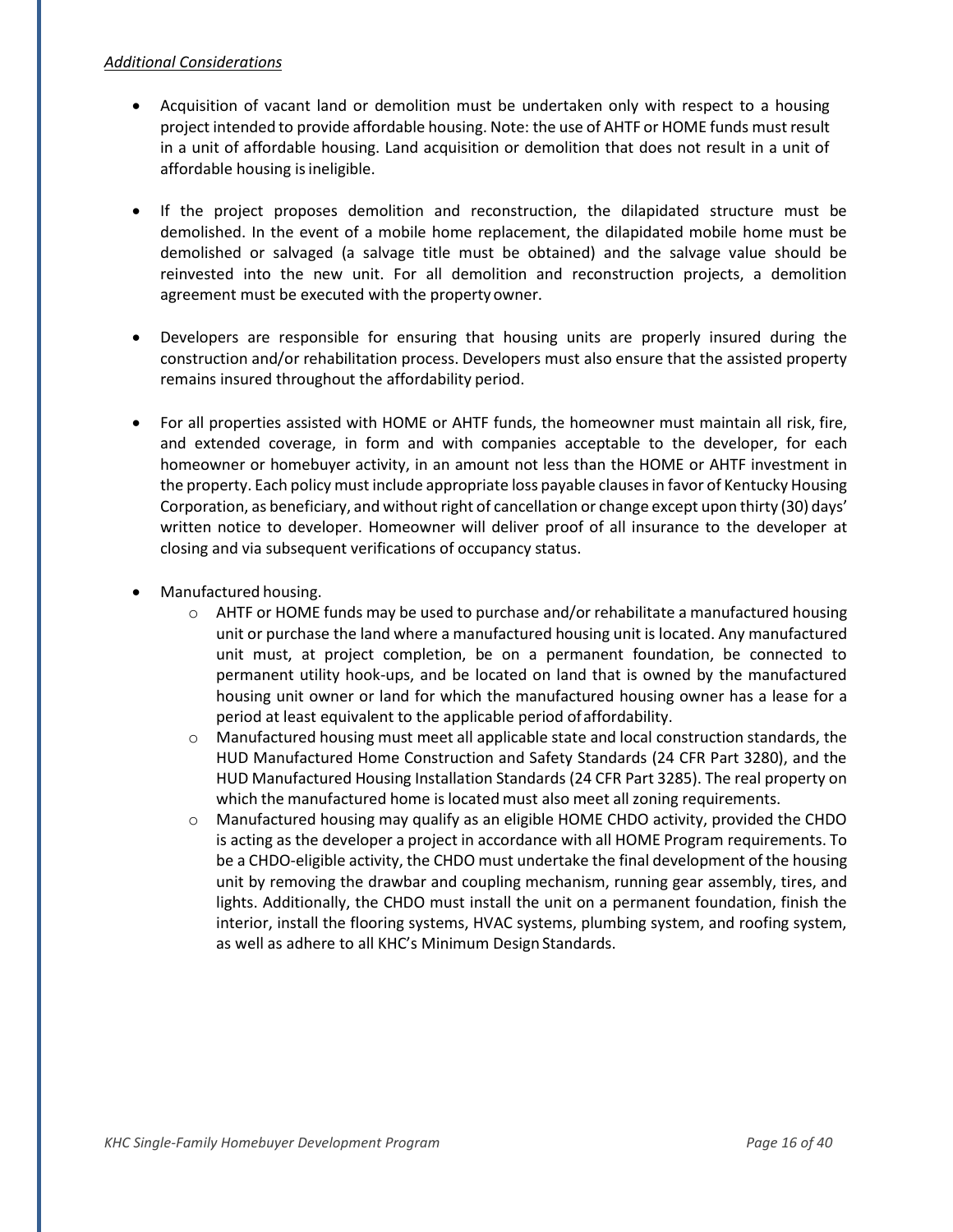*Additional Considerations*

- Acquisition of vacant land or demolition must be undertaken only with respect to a housing project intended to provide affordable housing. Note: the use of AHTF or HOME funds must result in a unit of affordable housing. Land acquisition or demolition that does not result in a unit of affordable housing is ineligible.

- If the project proposes demolition and reconstruction, the dilapidated structure must be demolished. In the event of a mobile home replacement, the dilapidated mobile home must be demolished or salvaged (a salvage title must be obtained) and the salvage value should be reinvested into the new unit. For all demolition and reconstruction projects, a demolition agreement must be executed with the property owner.

- Developers are responsible for ensuring that housing units are properly insured during the construction and/or rehabilitation process. Developers must also ensure that the assisted property remains insured throughout the affordability period.

- For all properties assisted with HOME or AHTF funds, the homeowner must maintain all risk, fire, and extended coverage, in form and with companies acceptable to the developer, for each homeowner or homebuyer activity, in an amount not less than the HOME or AHTF investment in the property. Each policy must include appropriate loss payable clauses in favor of Kentucky Housing Corporation, as beneficiary, and without right of cancellation or change except upon thirty (30) days' written notice to developer. Homeowner will deliver proof of all insurance to the developer at closing and via subsequent verifications of occupancy status.

- Manufactured housing.
    - AHTF or HOME funds may be used to purchase and/or rehabilitate a manufactured housing unit or purchase the land where a manufactured housing unit is located. Any manufactured unit must, at project completion, be on a permanent foundation, be connected to permanent utility hook-ups, and be located on land that is owned by the manufactured housing unit owner or land for which the manufactured housing owner has a lease for a period at least equivalent to the applicable period of affordability.
    - Manufactured housing must meet all applicable state and local construction standards, the HUD Manufactured Home Construction and Safety Standards (24 CFR Part 3280), and the HUD Manufactured Housing Installation Standards (24 CFR Part 3285). The real property on which the manufactured home is located must also meet all zoning requirements.
    - Manufactured housing may qualify as an eligible HOME CHDO activity, provided the CHDO is acting as the developer a project in accordance with all HOME Program requirements. To be a CHDO-eligible activity, the CHDO must undertake the final development of the housing unit by removing the drawbar and coupling mechanism, running gear assembly, tires, and lights. Additionally, the CHDO must install the unit on a permanent foundation, finish the interior, install the flooring systems, HVAC systems, plumbing system, and roofing system, as well as adhere to all KHC's Minimum Design Standards.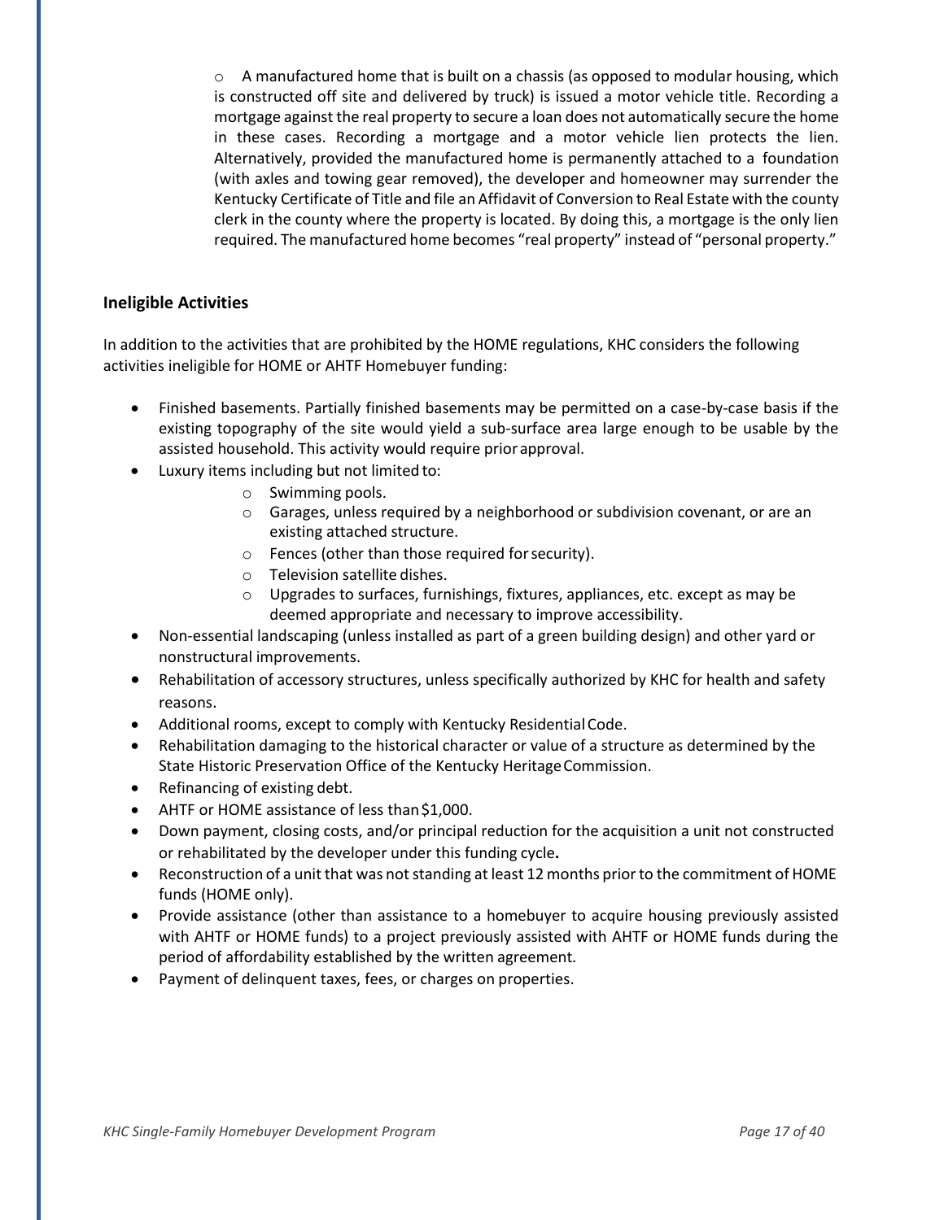- A manufactured home that is built on a chassis (as opposed to modular housing, which is constructed off site and delivered by truck) is issued a motor vehicle title. Recording a mortgage against the real property to secure a loan does not automatically secure the home in these cases. Recording a mortgage and a motor vehicle lien protects the lien. Alternatively, provided the manufactured home is permanently attached to a foundation (with axles and towing gear removed), the developer and homeowner may surrender the Kentucky Certificate of Title and file an Affidavit of Conversion to Real Estate with the county clerk in the county where the property is located. By doing this, a mortgage is the only lien required. The manufactured home becomes "real property" instead of "personal property."

### Ineligible Activities

In addition to the activities that are prohibited by the HOME regulations, KHC considers the following activities ineligible for HOME or AHTF Homebuyer funding:

- Finished basements. Partially finished basements may be permitted on a case-by-case basis if the existing topography of the site would yield a sub-surface area large enough to be usable by the assisted household. This activity would require prior approval.
- Luxury items including but not limited to:
  - Swimming pools.
  - Garages, unless required by a neighborhood or subdivision covenant, or are an existing attached structure.
  - Fences (other than those required for security).
  - Television satellite dishes.
  - Upgrades to surfaces, furnishings, fixtures, appliances, etc. except as may be deemed appropriate and necessary to improve accessibility.
- Non-essential landscaping (unless installed as part of a green building design) and other yard or nonstructural improvements.
- Rehabilitation of accessory structures, unless specifically authorized by KHC for health and safety reasons.
- Additional rooms, except to comply with Kentucky Residential Code.
- Rehabilitation damaging to the historical character or value of a structure as determined by the State Historic Preservation Office of the Kentucky Heritage Commission.
- Refinancing of existing debt.
- AHTF or HOME assistance of less than $1,000.
- Down payment, closing costs, and/or principal reduction for the acquisition a unit not constructed or rehabilitated by the developer under this funding cycle.
- Reconstruction of a unit that was not standing at least 12 months prior to the commitment of HOME funds (HOME only).
- Provide assistance (other than assistance to a homebuyer to acquire housing previously assisted with AHTF or HOME funds) to a project previously assisted with AHTF or HOME funds during the period of affordability established by the written agreement.
- Payment of delinquent taxes, fees, or charges on properties.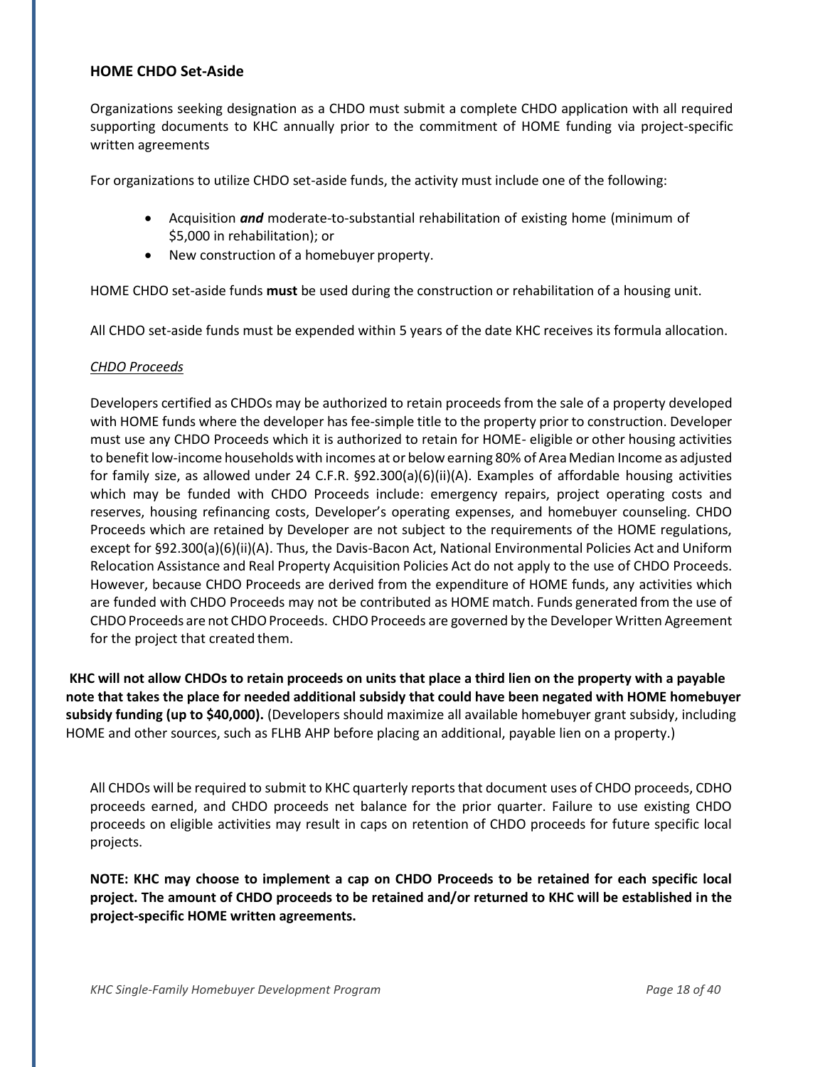### HOME CHDO Set-Aside

Organizations seeking designation as a CHDO must submit a complete CHDO application with all required supporting documents to KHC annually prior to the commitment of HOME funding via project-specific written agreements

For organizations to utilize CHDO set-aside funds, the activity must include one of the following:

- Acquisition ***and*** moderate-to-substantial rehabilitation of existing home (minimum of $5,000 in rehabilitation); or
- New construction of a homebuyer property.

HOME CHDO set-aside funds **must** be used during the construction or rehabilitation of a housing unit.

All CHDO set-aside funds must be expended within 5 years of the date KHC receives its formula allocation.

*CHDO Proceeds*

Developers certified as CHDOs may be authorized to retain proceeds from the sale of a property developed with HOME funds where the developer has fee-simple title to the property prior to construction. Developer must use any CHDO Proceeds which it is authorized to retain for HOME- eligible or other housing activities to benefit low-income households with incomes at or below earning 80% of Area Median Income as adjusted for family size, as allowed under 24 C.F.R. §92.300(a)(6)(ii)(A). Examples of affordable housing activities which may be funded with CHDO Proceeds include: emergency repairs, project operating costs and reserves, housing refinancing costs, Developer's operating expenses, and homebuyer counseling. CHDO Proceeds which are retained by Developer are not subject to the requirements of the HOME regulations, except for §92.300(a)(6)(ii)(A). Thus, the Davis-Bacon Act, National Environmental Policies Act and Uniform Relocation Assistance and Real Property Acquisition Policies Act do not apply to the use of CHDO Proceeds. However, because CHDO Proceeds are derived from the expenditure of HOME funds, any activities which are funded with CHDO Proceeds may not be contributed as HOME match. Funds generated from the use of CHDO Proceeds are not CHDO Proceeds. CHDO Proceeds are governed by the Developer Written Agreement for the project that created them.

**KHC will not allow CHDOs to retain proceeds on units that place a third lien on the property with a payable note that takes the place for needed additional subsidy that could have been negated with HOME homebuyer subsidy funding (up to $40,000).** (Developers should maximize all available homebuyer grant subsidy, including HOME and other sources, such as FLHB AHP before placing an additional, payable lien on a property.)

All CHDOs will be required to submit to KHC quarterly reports that document uses of CHDO proceeds, CDHO proceeds earned, and CHDO proceeds net balance for the prior quarter. Failure to use existing CHDO proceeds on eligible activities may result in caps on retention of CHDO proceeds for future specific local projects.

**NOTE: KHC may choose to implement a cap on CHDO Proceeds to be retained for each specific local project. The amount of CHDO proceeds to be retained and/or returned to KHC will be established in the project-specific HOME written agreements.**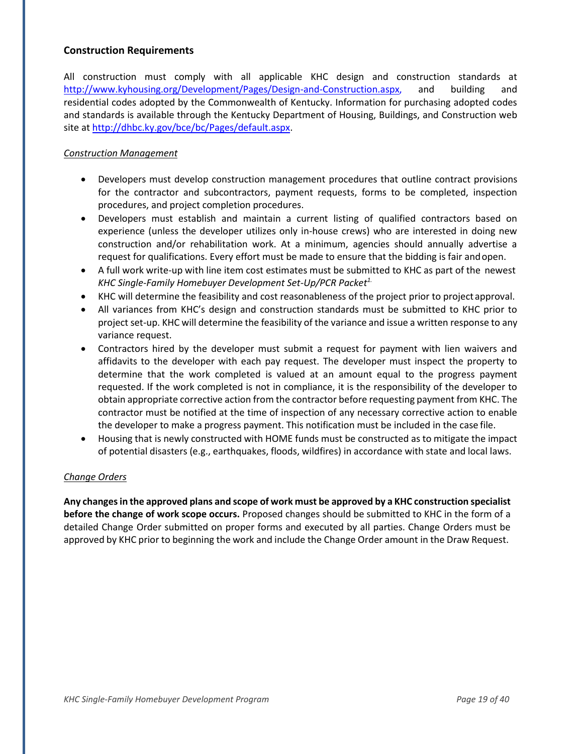## Construction Requirements

All construction must comply with all applicable KHC design and construction standards at [http://www.kyhousing.org/Development/Pages/Design-and-Construction.aspx](http://www.kyhousing.org/Development/Pages/Design-and-Construction.aspx), and building and residential codes adopted by the Commonwealth of Kentucky. Information for purchasing adopted codes and standards is available through the Kentucky Department of Housing, Buildings, and Construction web site at [http://dhbc.ky.gov/bce/bc/Pages/default.aspx](http://dhbc.ky.gov/bce/bc/Pages/default.aspx).

### *Construction Management*

- Developers must develop construction management procedures that outline contract provisions for the contractor and subcontractors, payment requests, forms to be completed, inspection procedures, and project completion procedures.
- Developers must establish and maintain a current listing of qualified contractors based on experience (unless the developer utilizes only in-house crews) who are interested in doing new construction and/or rehabilitation work. At a minimum, agencies should annually advertise a request for qualifications. Every effort must be made to ensure that the bidding is fair and open.
- A full work write-up with line item cost estimates must be submitted to KHC as part of the newest *KHC Single-Family Homebuyer Development Set-Up/PCR Packet*[1].
- KHC will determine the feasibility and cost reasonableness of the project prior to project approval.
- All variances from KHC's design and construction standards must be submitted to KHC prior to project set-up. KHC will determine the feasibility of the variance and issue a written response to any variance request.
- Contractors hired by the developer must submit a request for payment with lien waivers and affidavits to the developer with each pay request. The developer must inspect the property to determine that the work completed is valued at an amount equal to the progress payment requested. If the work completed is not in compliance, it is the responsibility of the developer to obtain appropriate corrective action from the contractor before requesting payment from KHC. The contractor must be notified at the time of inspection of any necessary corrective action to enable the developer to make a progress payment. This notification must be included in the case file.
- Housing that is newly constructed with HOME funds must be constructed as to mitigate the impact of potential disasters (e.g., earthquakes, floods, wildfires) in accordance with state and local laws.

### *Change Orders*

**Any changes in the approved plans and scope of work must be approved by a KHC construction specialist before the change of work scope occurs.** Proposed changes should be submitted to KHC in the form of a detailed Change Order submitted on proper forms and executed by all parties. Change Orders must be approved by KHC prior to beginning the work and include the Change Order amount in the Draw Request.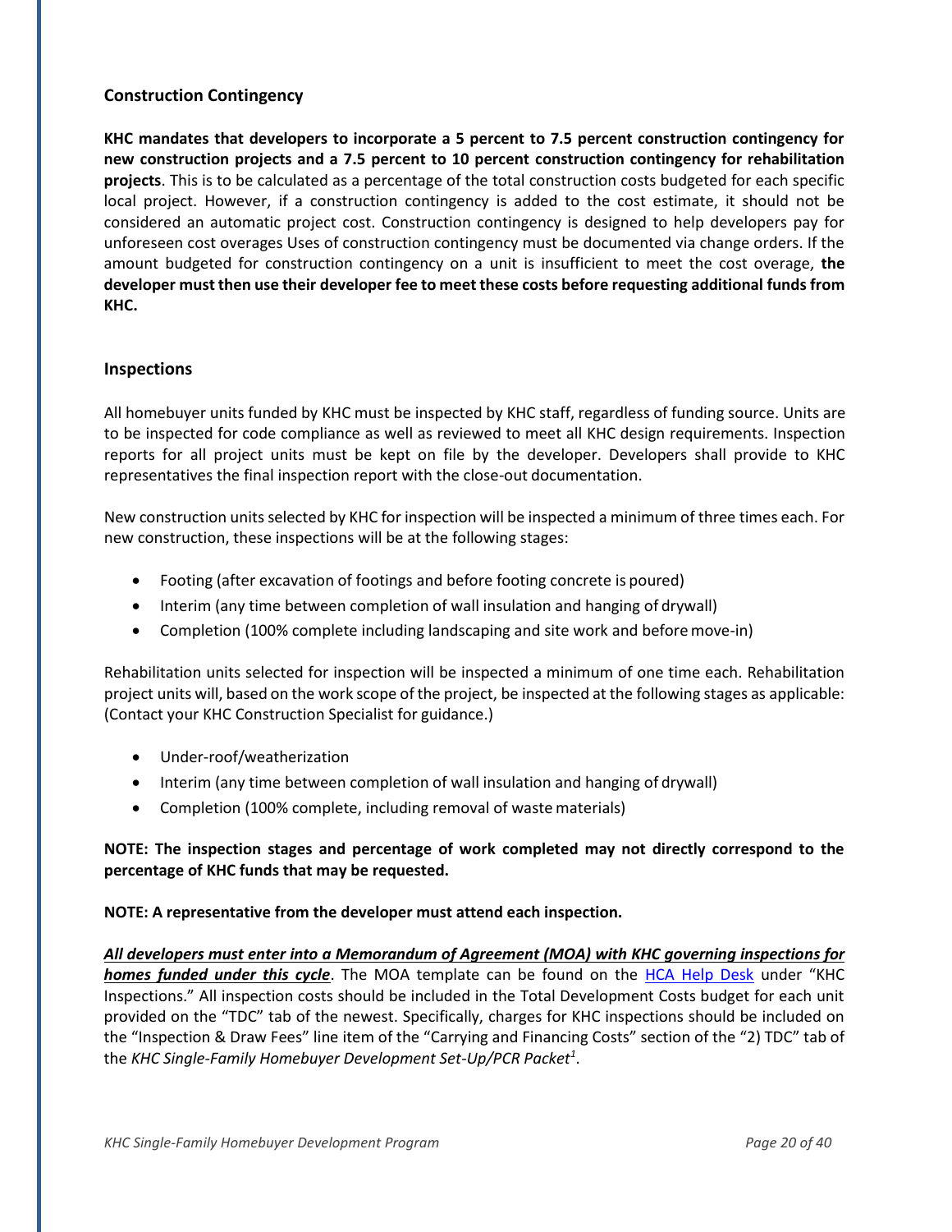## Construction Contingency

**KHC mandates that developers to incorporate a 5 percent to 7.5 percent construction contingency for new construction projects and a 7.5 percent to 10 percent construction contingency for rehabilitation projects**. This is to be calculated as a percentage of the total construction costs budgeted for each specific local project. However, if a construction contingency is added to the cost estimate, it should not be considered an automatic project cost. Construction contingency is designed to help developers pay for unforeseen cost overages Uses of construction contingency must be documented via change orders. If the amount budgeted for construction contingency on a unit is insufficient to meet the cost overage, **the developer must then use their developer fee to meet these costs before requesting additional funds from KHC.**

## Inspections

All homebuyer units funded by KHC must be inspected by KHC staff, regardless of funding source. Units are to be inspected for code compliance as well as reviewed to meet all KHC design requirements. Inspection reports for all project units must be kept on file by the developer. Developers shall provide to KHC representatives the final inspection report with the close-out documentation.

New construction units selected by KHC for inspection will be inspected a minimum of three times each. For new construction, these inspections will be at the following stages:

- Footing (after excavation of footings and before footing concrete is poured)
- Interim (any time between completion of wall insulation and hanging of drywall)
- Completion (100% complete including landscaping and site work and before move-in)

Rehabilitation units selected for inspection will be inspected a minimum of one time each. Rehabilitation project units will, based on the work scope of the project, be inspected at the following stages as applicable: (Contact your KHC Construction Specialist for guidance.)

- Under-roof/weatherization
- Interim (any time between completion of wall insulation and hanging of drywall)
- Completion (100% complete, including removal of waste materials)

**NOTE: The inspection stages and percentage of work completed may not directly correspond to the percentage of KHC funds that may be requested.**

**NOTE: A representative from the developer must attend each inspection.**

***All developers must enter into a Memorandum of Agreement (MOA) with KHC governing inspections for homes funded under this cycle***. The MOA template can be found on the HCA Help Desk under "KHC Inspections." All inspection costs should be included in the Total Development Costs budget for each unit provided on the "TDC" tab of the newest. Specifically, charges for KHC inspections should be included on the "Inspection & Draw Fees" line item of the "Carrying and Financing Costs" section of the "2) TDC" tab of the *KHC Single-Family Homebuyer Development Set-Up/PCR Packet*[1].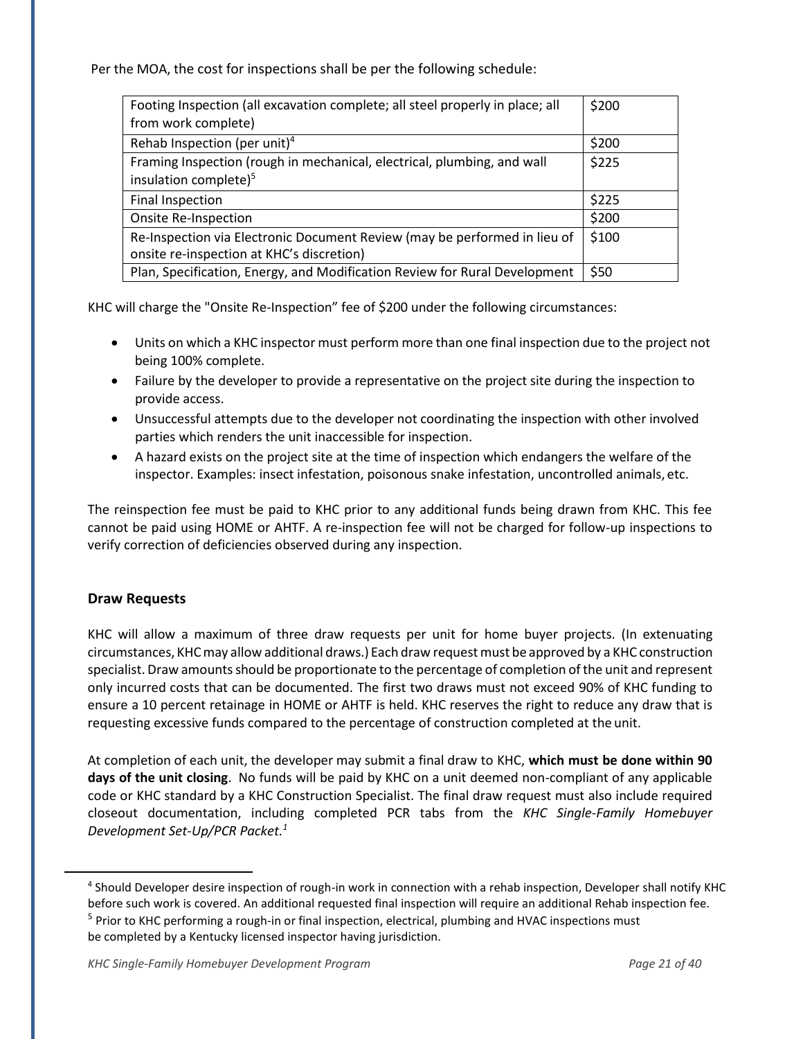Per the MOA, the cost for inspections shall be per the following schedule:

| Inspection | Cost |
| --- | --- |
| Footing Inspection (all excavation complete; all steel properly in place; all from work complete) | $200 |
| Rehab Inspection (per unit)[4] | $200 |
| Framing Inspection (rough in mechanical, electrical, plumbing, and wall insulation complete)[5] | $225 |
| Final Inspection | $225 |
| Onsite Re-Inspection | $200 |
| Re-Inspection via Electronic Document Review (may be performed in lieu of onsite re-inspection at KHC's discretion) | $100 |
| Plan, Specification, Energy, and Modification Review for Rural Development | $50 |

KHC will charge the "Onsite Re-Inspection" fee of $200 under the following circumstances:

- Units on which a KHC inspector must perform more than one final inspection due to the project not being 100% complete.
- Failure by the developer to provide a representative on the project site during the inspection to provide access.
- Unsuccessful attempts due to the developer not coordinating the inspection with other involved parties which renders the unit inaccessible for inspection.
- A hazard exists on the project site at the time of inspection which endangers the welfare of the inspector. Examples: insect infestation, poisonous snake infestation, uncontrolled animals, etc.

The reinspection fee must be paid to KHC prior to any additional funds being drawn from KHC. This fee cannot be paid using HOME or AHTF. A re-inspection fee will not be charged for follow-up inspections to verify correction of deficiencies observed during any inspection.

## Draw Requests

KHC will allow a maximum of three draw requests per unit for home buyer projects. (In extenuating circumstances, KHC may allow additional draws.) Each draw request must be approved by a KHC construction specialist. Draw amounts should be proportionate to the percentage of completion of the unit and represent only incurred costs that can be documented. The first two draws must not exceed 90% of KHC funding to ensure a 10 percent retainage in HOME or AHTF is held. KHC reserves the right to reduce any draw that is requesting excessive funds compared to the percentage of construction completed at the unit.

At completion of each unit, the developer may submit a final draw to KHC, **which must be done within 90 days of the unit closing**. No funds will be paid by KHC on a unit deemed non-compliant of any applicable code or KHC standard by a KHC Construction Specialist. The final draw request must also include required closeout documentation, including completed PCR tabs from the *KHC Single-Family Homebuyer Development Set-Up/PCR Packet.*[1]

---

[4] Should Developer desire inspection of rough-in work in connection with a rehab inspection, Developer shall notify KHC before such work is covered. An additional requested final inspection will require an additional Rehab inspection fee.

[5] Prior to KHC performing a rough-in or final inspection, electrical, plumbing and HVAC inspections must be completed by a Kentucky licensed inspector having jurisdiction.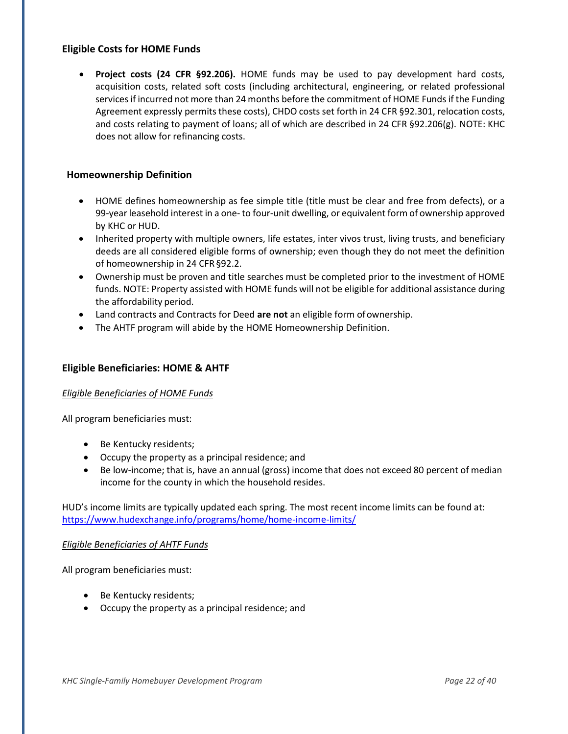### Eligible Costs for HOME Funds

- **Project costs (24 CFR §92.206).** HOME funds may be used to pay development hard costs, acquisition costs, related soft costs (including architectural, engineering, or related professional services if incurred not more than 24 months before the commitment of HOME Funds if the Funding Agreement expressly permits these costs), CHDO costs set forth in 24 CFR §92.301, relocation costs, and costs relating to payment of loans; all of which are described in 24 CFR §92.206(g). NOTE: KHC does not allow for refinancing costs.

### Homeownership Definition

- HOME defines homeownership as fee simple title (title must be clear and free from defects), or a 99-year leasehold interest in a one- to four-unit dwelling, or equivalent form of ownership approved by KHC or HUD.
- Inherited property with multiple owners, life estates, inter vivos trust, living trusts, and beneficiary deeds are all considered eligible forms of ownership; even though they do not meet the definition of homeownership in 24 CFR §92.2.
- Ownership must be proven and title searches must be completed prior to the investment of HOME funds. NOTE: Property assisted with HOME funds will not be eligible for additional assistance during the affordability period.
- Land contracts and Contracts for Deed **are not** an eligible form of ownership.
- The AHTF program will abide by the HOME Homeownership Definition.

### Eligible Beneficiaries: HOME & AHTF

*Eligible Beneficiaries of HOME Funds*

All program beneficiaries must:

- Be Kentucky residents;
- Occupy the property as a principal residence; and
- Be low-income; that is, have an annual (gross) income that does not exceed 80 percent of median income for the county in which the household resides.

HUD's income limits are typically updated each spring. The most recent income limits can be found at: https://www.hudexchange.info/programs/home/home-income-limits/

*Eligible Beneficiaries of AHTF Funds*

All program beneficiaries must:

- Be Kentucky residents;
- Occupy the property as a principal residence; and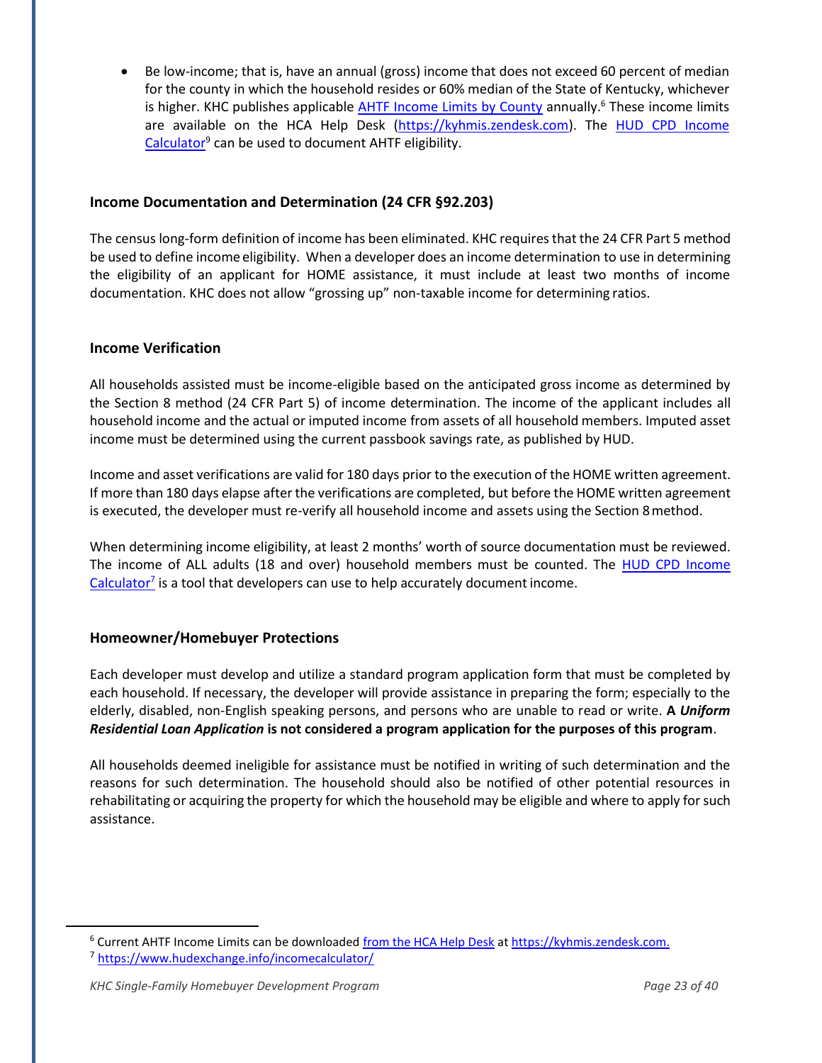- Be low-income; that is, have an annual (gross) income that does not exceed 60 percent of median for the county in which the household resides or 60% median of the State of Kentucky, whichever is higher. KHC publishes applicable AHTF Income Limits by County annually.[6] These income limits are available on the HCA Help Desk (https://kyhmis.zendesk.com). The HUD CPD Income Calculator[9] can be used to document AHTF eligibility.

### Income Documentation and Determination (24 CFR §92.203)

The census long-form definition of income has been eliminated. KHC requires that the 24 CFR Part 5 method be used to define income eligibility. When a developer does an income determination to use in determining the eligibility of an applicant for HOME assistance, it must include at least two months of income documentation. KHC does not allow "grossing up" non-taxable income for determining ratios.

### Income Verification

All households assisted must be income-eligible based on the anticipated gross income as determined by the Section 8 method (24 CFR Part 5) of income determination. The income of the applicant includes all household income and the actual or imputed income from assets of all household members. Imputed asset income must be determined using the current passbook savings rate, as published by HUD.

Income and asset verifications are valid for 180 days prior to the execution of the HOME written agreement. If more than 180 days elapse after the verifications are completed, but before the HOME written agreement is executed, the developer must re-verify all household income and assets using the Section 8 method.

When determining income eligibility, at least 2 months' worth of source documentation must be reviewed. The income of ALL adults (18 and over) household members must be counted. The HUD CPD Income Calculator[7] is a tool that developers can use to help accurately document income.

### Homeowner/Homebuyer Protections

Each developer must develop and utilize a standard program application form that must be completed by each household. If necessary, the developer will provide assistance in preparing the form; especially to the elderly, disabled, non-English speaking persons, and persons who are unable to read or write. **A *Uniform Residential Loan Application* is not considered a program application for the purposes of this program**.

All households deemed ineligible for assistance must be notified in writing of such determination and the reasons for such determination. The household should also be notified of other potential resources in rehabilitating or acquiring the property for which the household may be eligible and where to apply for such assistance.

---

[6] Current AHTF Income Limits can be downloaded from the HCA Help Desk at https://kyhmis.zendesk.com.

[7] https://www.hudexchange.info/incomecalculator/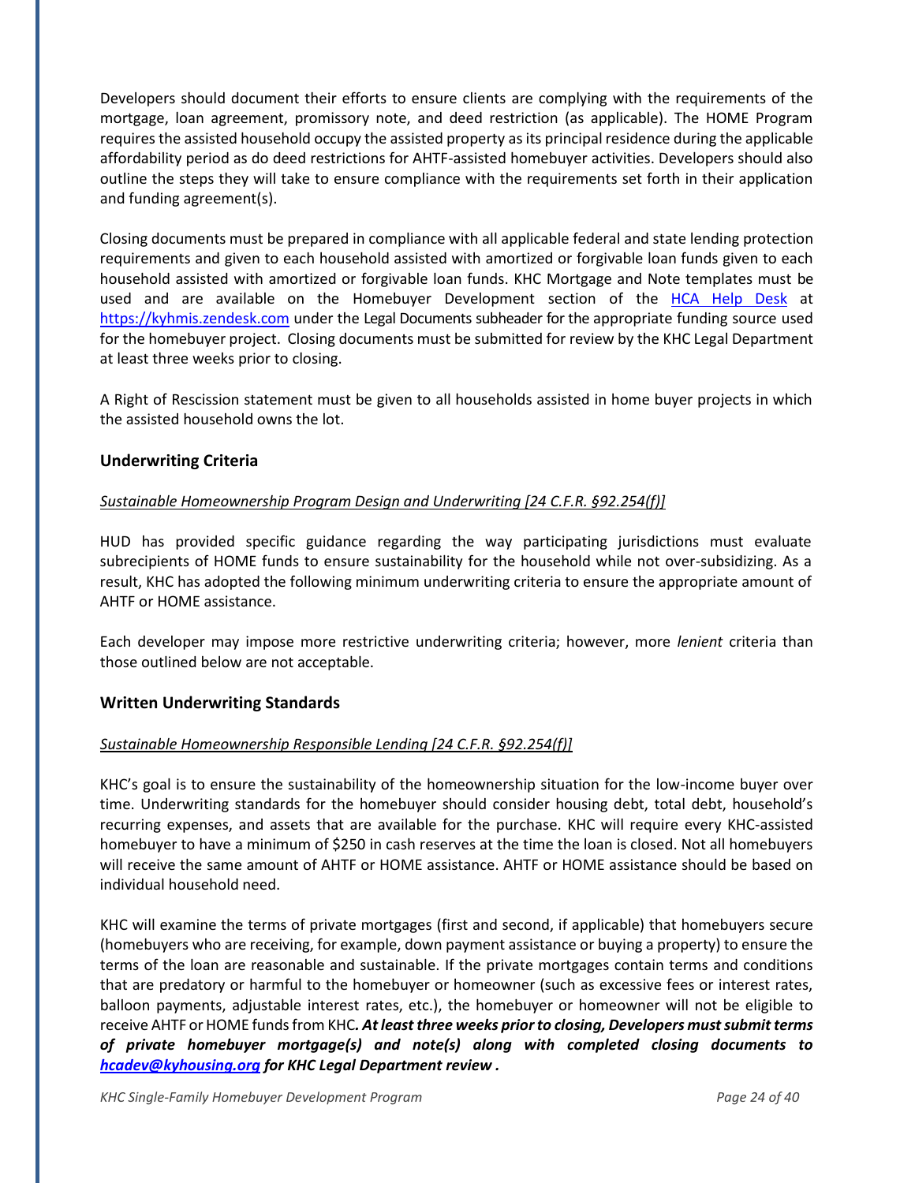Developers should document their efforts to ensure clients are complying with the requirements of the mortgage, loan agreement, promissory note, and deed restriction (as applicable). The HOME Program requires the assisted household occupy the assisted property as its principal residence during the applicable affordability period as do deed restrictions for AHTF-assisted homebuyer activities. Developers should also outline the steps they will take to ensure compliance with the requirements set forth in their application and funding agreement(s).

Closing documents must be prepared in compliance with all applicable federal and state lending protection requirements and given to each household assisted with amortized or forgivable loan funds given to each household assisted with amortized or forgivable loan funds. KHC Mortgage and Note templates must be used and are available on the Homebuyer Development section of the [HCA Help Desk](https://kyhmis.zendesk.com) at [https://kyhmis.zendesk.com](https://kyhmis.zendesk.com) under the Legal Documents subheader for the appropriate funding source used for the homebuyer project. Closing documents must be submitted for review by the KHC Legal Department at least three weeks prior to closing.

A Right of Rescission statement must be given to all households assisted in home buyer projects in which the assisted household owns the lot.

## Underwriting Criteria

*Sustainable Homeownership Program Design and Underwriting [24 C.F.R. §92.254(f)]*

HUD has provided specific guidance regarding the way participating jurisdictions must evaluate subrecipients of HOME funds to ensure sustainability for the household while not over-subsidizing. As a result, KHC has adopted the following minimum underwriting criteria to ensure the appropriate amount of AHTF or HOME assistance.

Each developer may impose more restrictive underwriting criteria; however, more *lenient* criteria than those outlined below are not acceptable.

## Written Underwriting Standards

*Sustainable Homeownership Responsible Lending [24 C.F.R. §92.254(f)]*

KHC's goal is to ensure the sustainability of the homeownership situation for the low-income buyer over time. Underwriting standards for the homebuyer should consider housing debt, total debt, household's recurring expenses, and assets that are available for the purchase. KHC will require every KHC-assisted homebuyer to have a minimum of $250 in cash reserves at the time the loan is closed. Not all homebuyers will receive the same amount of AHTF or HOME assistance. AHTF or HOME assistance should be based on individual household need.

KHC will examine the terms of private mortgages (first and second, if applicable) that homebuyers secure (homebuyers who are receiving, for example, down payment assistance or buying a property) to ensure the terms of the loan are reasonable and sustainable. If the private mortgages contain terms and conditions that are predatory or harmful to the homebuyer or homeowner (such as excessive fees or interest rates, balloon payments, adjustable interest rates, etc.), the homebuyer or homeowner will not be eligible to receive AHTF or HOME funds from KHC***. At least three weeks prior to closing, Developers must submit terms of private homebuyer mortgage(s) and note(s) along with completed closing documents to [hcadev@kyhousing.org](mailto:hcadev@kyhousing.org) for KHC Legal Department review .***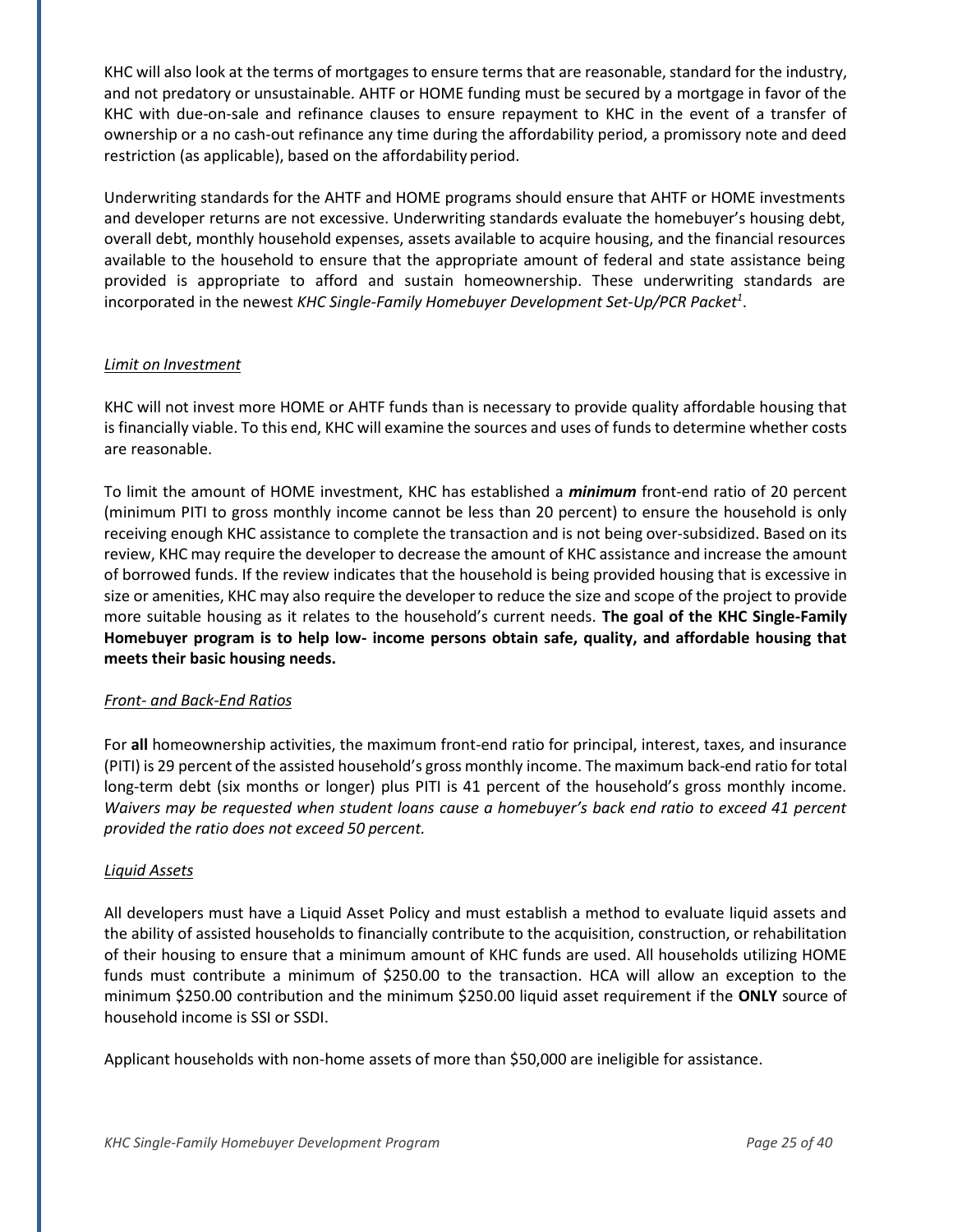KHC will also look at the terms of mortgages to ensure terms that are reasonable, standard for the industry, and not predatory or unsustainable. AHTF or HOME funding must be secured by a mortgage in favor of the KHC with due-on-sale and refinance clauses to ensure repayment to KHC in the event of a transfer of ownership or a no cash-out refinance any time during the affordability period, a promissory note and deed restriction (as applicable), based on the affordability period.

Underwriting standards for the AHTF and HOME programs should ensure that AHTF or HOME investments and developer returns are not excessive. Underwriting standards evaluate the homebuyer's housing debt, overall debt, monthly household expenses, assets available to acquire housing, and the financial resources available to the household to ensure that the appropriate amount of federal and state assistance being provided is appropriate to afford and sustain homeownership. These underwriting standards are incorporated in the newest *KHC Single-Family Homebuyer Development Set-Up/PCR Packet*[1].

*Limit on Investment*

KHC will not invest more HOME or AHTF funds than is necessary to provide quality affordable housing that is financially viable. To this end, KHC will examine the sources and uses of funds to determine whether costs are reasonable.

To limit the amount of HOME investment, KHC has established a ***minimum*** front-end ratio of 20 percent (minimum PITI to gross monthly income cannot be less than 20 percent) to ensure the household is only receiving enough KHC assistance to complete the transaction and is not being over-subsidized. Based on its review, KHC may require the developer to decrease the amount of KHC assistance and increase the amount of borrowed funds. If the review indicates that the household is being provided housing that is excessive in size or amenities, KHC may also require the developer to reduce the size and scope of the project to provide more suitable housing as it relates to the household's current needs. **The goal of the KHC Single-Family Homebuyer program is to help low- income persons obtain safe, quality, and affordable housing that meets their basic housing needs.**

*Front- and Back-End Ratios*

For **all** homeownership activities, the maximum front-end ratio for principal, interest, taxes, and insurance (PITI) is 29 percent of the assisted household's gross monthly income. The maximum back-end ratio for total long-term debt (six months or longer) plus PITI is 41 percent of the household's gross monthly income. *Waivers may be requested when student loans cause a homebuyer's back end ratio to exceed 41 percent provided the ratio does not exceed 50 percent.*

*Liquid Assets*

All developers must have a Liquid Asset Policy and must establish a method to evaluate liquid assets and the ability of assisted households to financially contribute to the acquisition, construction, or rehabilitation of their housing to ensure that a minimum amount of KHC funds are used. All households utilizing HOME funds must contribute a minimum of $250.00 to the transaction. HCA will allow an exception to the minimum $250.00 contribution and the minimum $250.00 liquid asset requirement if the **ONLY** source of household income is SSI or SSDI.

Applicant households with non-home assets of more than $50,000 are ineligible for assistance.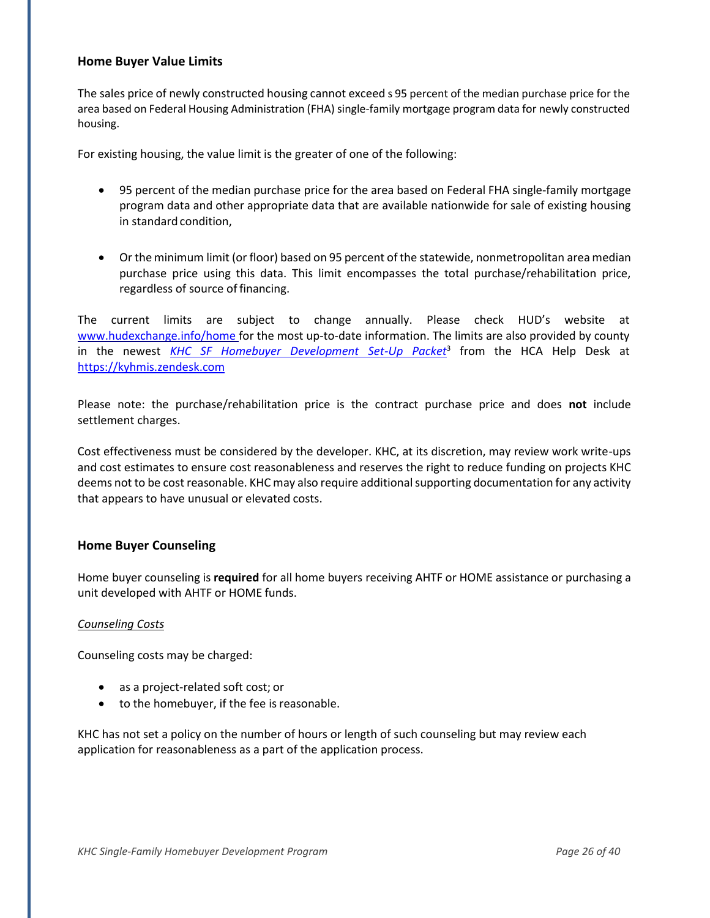### Home Buyer Value Limits

The sales price of newly constructed housing cannot exceed s 95 percent of the median purchase price for the area based on Federal Housing Administration (FHA) single-family mortgage program data for newly constructed housing.

For existing housing, the value limit is the greater of one of the following:

- 95 percent of the median purchase price for the area based on Federal FHA single-family mortgage program data and other appropriate data that are available nationwide for sale of existing housing in standard condition,
- Or the minimum limit (or floor) based on 95 percent of the statewide, nonmetropolitan area median purchase price using this data. This limit encompasses the total purchase/rehabilitation price, regardless of source of financing.

The current limits are subject to change annually. Please check HUD's website at www.hudexchange.info/home for the most up-to-date information. The limits are also provided by county in the newest *KHC SF Homebuyer Development Set-Up Packet*[3] from the HCA Help Desk at https://kyhmis.zendesk.com

Please note: the purchase/rehabilitation price is the contract purchase price and does **not** include settlement charges.

Cost effectiveness must be considered by the developer. KHC, at its discretion, may review work write-ups and cost estimates to ensure cost reasonableness and reserves the right to reduce funding on projects KHC deems not to be cost reasonable. KHC may also require additional supporting documentation for any activity that appears to have unusual or elevated costs.

### Home Buyer Counseling

Home buyer counseling is **required** for all home buyers receiving AHTF or HOME assistance or purchasing a unit developed with AHTF or HOME funds.

*Counseling Costs*

Counseling costs may be charged:

- as a project-related soft cost; or
- to the homebuyer, if the fee is reasonable.

KHC has not set a policy on the number of hours or length of such counseling but may review each application for reasonableness as a part of the application process.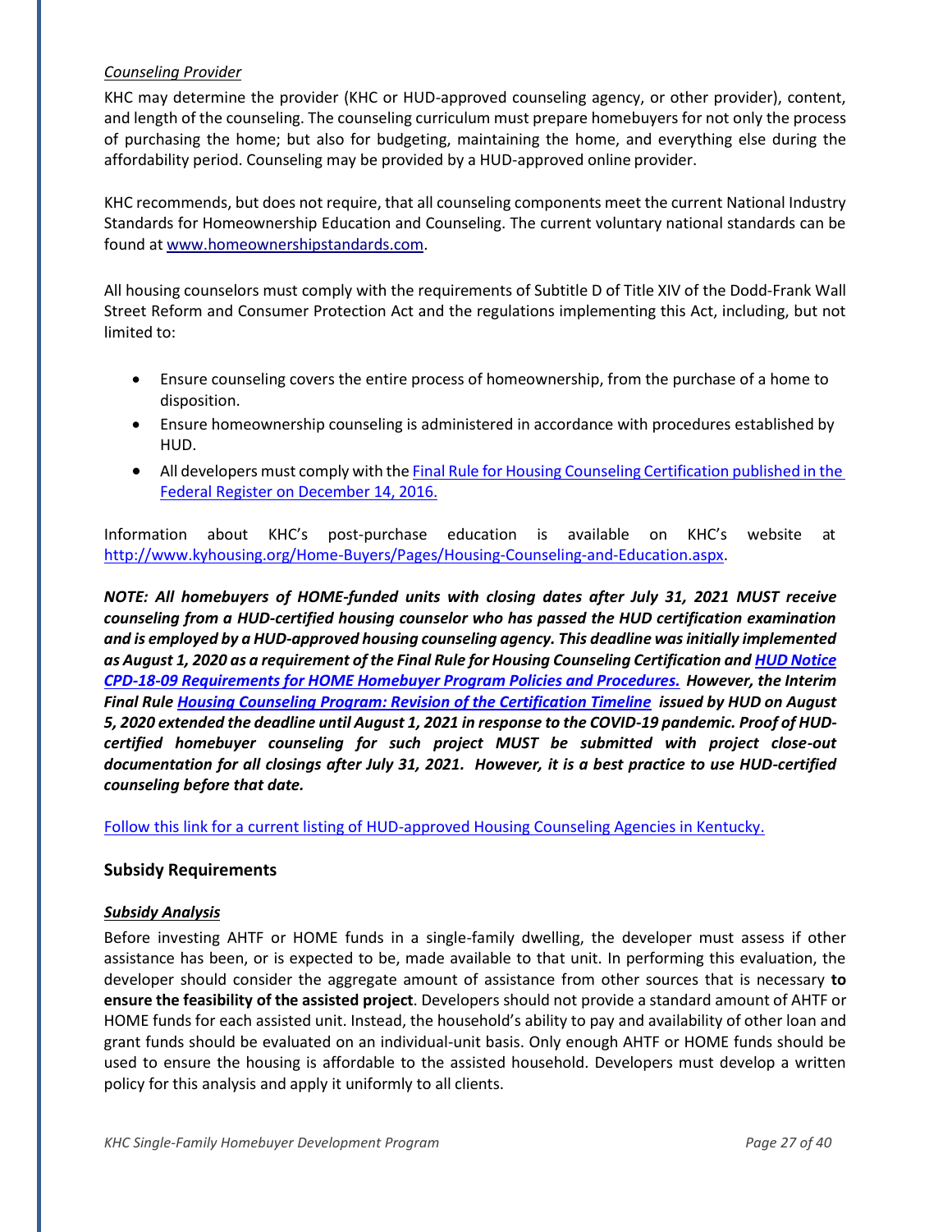*Counseling Provider*

KHC may determine the provider (KHC or HUD-approved counseling agency, or other provider), content, and length of the counseling. The counseling curriculum must prepare homebuyers for not only the process of purchasing the home; but also for budgeting, maintaining the home, and everything else during the affordability period. Counseling may be provided by a HUD-approved online provider.

KHC recommends, but does not require, that all counseling components meet the current National Industry Standards for Homeownership Education and Counseling. The current voluntary national standards can be found at [www.homeownershipstandards.com](www.homeownershipstandards.com).

All housing counselors must comply with the requirements of Subtitle D of Title XIV of the Dodd-Frank Wall Street Reform and Consumer Protection Act and the regulations implementing this Act, including, but not limited to:

- Ensure counseling covers the entire process of homeownership, from the purchase of a home to disposition.
- Ensure homeownership counseling is administered in accordance with procedures established by HUD.
- All developers must comply with the [Final Rule for Housing Counseling Certification published in the Federal Register on December 14, 2016.]()

Information about KHC's post-purchase education is available on KHC's website at [http://www.kyhousing.org/Home-Buyers/Pages/Housing-Counseling-and-Education.aspx](http://www.kyhousing.org/Home-Buyers/Pages/Housing-Counseling-and-Education.aspx).

***NOTE: All homebuyers of HOME-funded units with closing dates after July 31, 2021 MUST receive counseling from a HUD-certified housing counselor who has passed the HUD certification examination and is employed by a HUD-approved housing counseling agency. This deadline was initially implemented as August 1, 2020 as a requirement of the Final Rule for Housing Counseling Certification and [HUD Notice CPD-18-09 Requirements for HOME Homebuyer Program Policies and Procedures.]() However, the Interim Final Rule [Housing Counseling Program: Revision of the Certification Timeline]() issued by HUD on August 5, 2020 extended the deadline until August 1, 2021 in response to the COVID-19 pandemic. Proof of HUD-certified homebuyer counseling for such project MUST be submitted with project close-out documentation for all closings after July 31, 2021. However, it is a best practice to use HUD-certified counseling before that date.***

[Follow this link for a current listing of HUD-approved Housing Counseling Agencies in Kentucky.]()

### Subsidy Requirements

***Subsidy Analysis***

Before investing AHTF or HOME funds in a single-family dwelling, the developer must assess if other assistance has been, or is expected to be, made available to that unit. In performing this evaluation, the developer should consider the aggregate amount of assistance from other sources that is necessary **to ensure the feasibility of the assisted project**. Developers should not provide a standard amount of AHTF or HOME funds for each assisted unit. Instead, the household's ability to pay and availability of other loan and grant funds should be evaluated on an individual-unit basis. Only enough AHTF or HOME funds should be used to ensure the housing is affordable to the assisted household. Developers must develop a written policy for this analysis and apply it uniformly to all clients.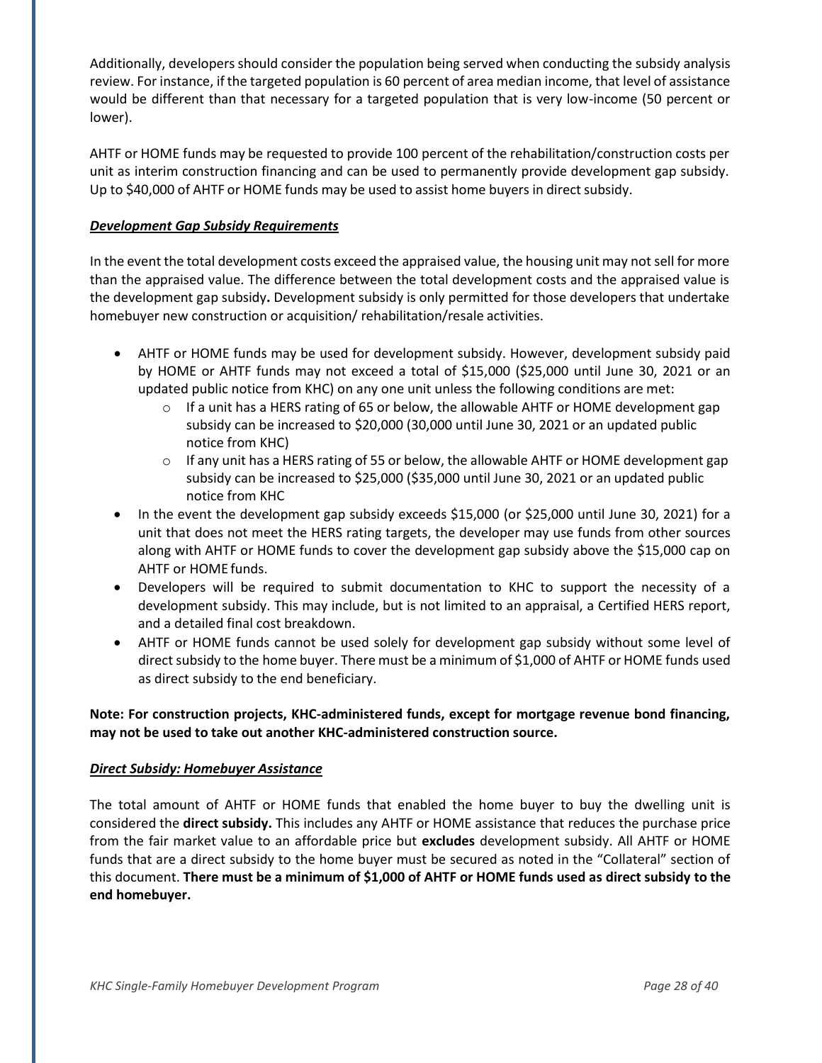Additionally, developers should consider the population being served when conducting the subsidy analysis review. For instance, if the targeted population is 60 percent of area median income, that level of assistance would be different than that necessary for a targeted population that is very low-income (50 percent or lower).

AHTF or HOME funds may be requested to provide 100 percent of the rehabilitation/construction costs per unit as interim construction financing and can be used to permanently provide development gap subsidy. Up to $40,000 of AHTF or HOME funds may be used to assist home buyers in direct subsidy.

***Development Gap Subsidy Requirements***

In the event the total development costs exceed the appraised value, the housing unit may not sell for more than the appraised value. The difference between the total development costs and the appraised value is the development gap subsidy**.** Development subsidy is only permitted for those developers that undertake homebuyer new construction or acquisition/ rehabilitation/resale activities.

- AHTF or HOME funds may be used for development subsidy. However, development subsidy paid by HOME or AHTF funds may not exceed a total of $15,000 ($25,000 until June 30, 2021 or an updated public notice from KHC) on any one unit unless the following conditions are met:
  - If a unit has a HERS rating of 65 or below, the allowable AHTF or HOME development gap subsidy can be increased to $20,000 (30,000 until June 30, 2021 or an updated public notice from KHC)
  - If any unit has a HERS rating of 55 or below, the allowable AHTF or HOME development gap subsidy can be increased to $25,000 ($35,000 until June 30, 2021 or an updated public notice from KHC
- In the event the development gap subsidy exceeds $15,000 (or $25,000 until June 30, 2021) for a unit that does not meet the HERS rating targets, the developer may use funds from other sources along with AHTF or HOME funds to cover the development gap subsidy above the $15,000 cap on AHTF or HOME funds.
- Developers will be required to submit documentation to KHC to support the necessity of a development subsidy. This may include, but is not limited to an appraisal, a Certified HERS report, and a detailed final cost breakdown.
- AHTF or HOME funds cannot be used solely for development gap subsidy without some level of direct subsidy to the home buyer. There must be a minimum of $1,000 of AHTF or HOME funds used as direct subsidy to the end beneficiary.

**Note: For construction projects, KHC-administered funds, except for mortgage revenue bond financing, may not be used to take out another KHC-administered construction source.**

***Direct Subsidy: Homebuyer Assistance***

The total amount of AHTF or HOME funds that enabled the home buyer to buy the dwelling unit is considered the **direct subsidy.** This includes any AHTF or HOME assistance that reduces the purchase price from the fair market value to an affordable price but **excludes** development subsidy. All AHTF or HOME funds that are a direct subsidy to the home buyer must be secured as noted in the "Collateral" section of this document. **There must be a minimum of $1,000 of AHTF or HOME funds used as direct subsidy to the end homebuyer.**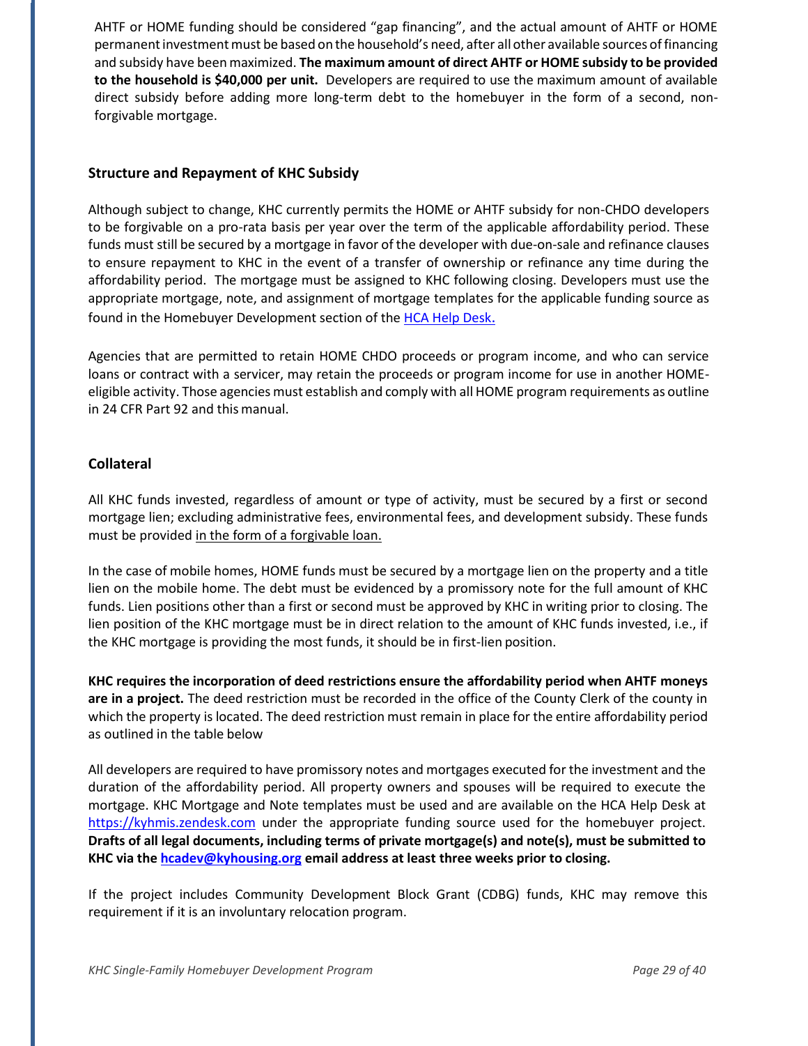AHTF or HOME funding should be considered "gap financing", and the actual amount of AHTF or HOME permanent investment must be based on the household's need, after all other available sources of financing and subsidy have been maximized. **The maximum amount of direct AHTF or HOME subsidy to be provided to the household is $40,000 per unit.** Developers are required to use the maximum amount of available direct subsidy before adding more long-term debt to the homebuyer in the form of a second, non-forgivable mortgage.

### Structure and Repayment of KHC Subsidy

Although subject to change, KHC currently permits the HOME or AHTF subsidy for non-CHDO developers to be forgivable on a pro-rata basis per year over the term of the applicable affordability period. These funds must still be secured by a mortgage in favor of the developer with due-on-sale and refinance clauses to ensure repayment to KHC in the event of a transfer of ownership or refinance any time during the affordability period. The mortgage must be assigned to KHC following closing. Developers must use the appropriate mortgage, note, and assignment of mortgage templates for the applicable funding source as found in the Homebuyer Development section of the [HCA Help Desk](https://kyhmis.zendesk.com).

Agencies that are permitted to retain HOME CHDO proceeds or program income, and who can service loans or contract with a servicer, may retain the proceeds or program income for use in another HOME-eligible activity. Those agencies must establish and comply with all HOME program requirements as outline in 24 CFR Part 92 and this manual.

### Collateral

All KHC funds invested, regardless of amount or type of activity, must be secured by a first or second mortgage lien; excluding administrative fees, environmental fees, and development subsidy. These funds must be provided <u>in the form of a forgivable loan.</u>

In the case of mobile homes, HOME funds must be secured by a mortgage lien on the property and a title lien on the mobile home. The debt must be evidenced by a promissory note for the full amount of KHC funds. Lien positions other than a first or second must be approved by KHC in writing prior to closing. The lien position of the KHC mortgage must be in direct relation to the amount of KHC funds invested, i.e., if the KHC mortgage is providing the most funds, it should be in first-lien position.

**KHC requires the incorporation of deed restrictions ensure the affordability period when AHTF moneys are in a project.** The deed restriction must be recorded in the office of the County Clerk of the county in which the property is located. The deed restriction must remain in place for the entire affordability period as outlined in the table below

All developers are required to have promissory notes and mortgages executed for the investment and the duration of the affordability period. All property owners and spouses will be required to execute the mortgage. KHC Mortgage and Note templates must be used and are available on the HCA Help Desk at https://kyhmis.zendesk.com under the appropriate funding source used for the homebuyer project. **Drafts of all legal documents, including terms of private mortgage(s) and note(s), must be submitted to KHC via the hcadev@kyhousing.org email address at least three weeks prior to closing.**

If the project includes Community Development Block Grant (CDBG) funds, KHC may remove this requirement if it is an involuntary relocation program.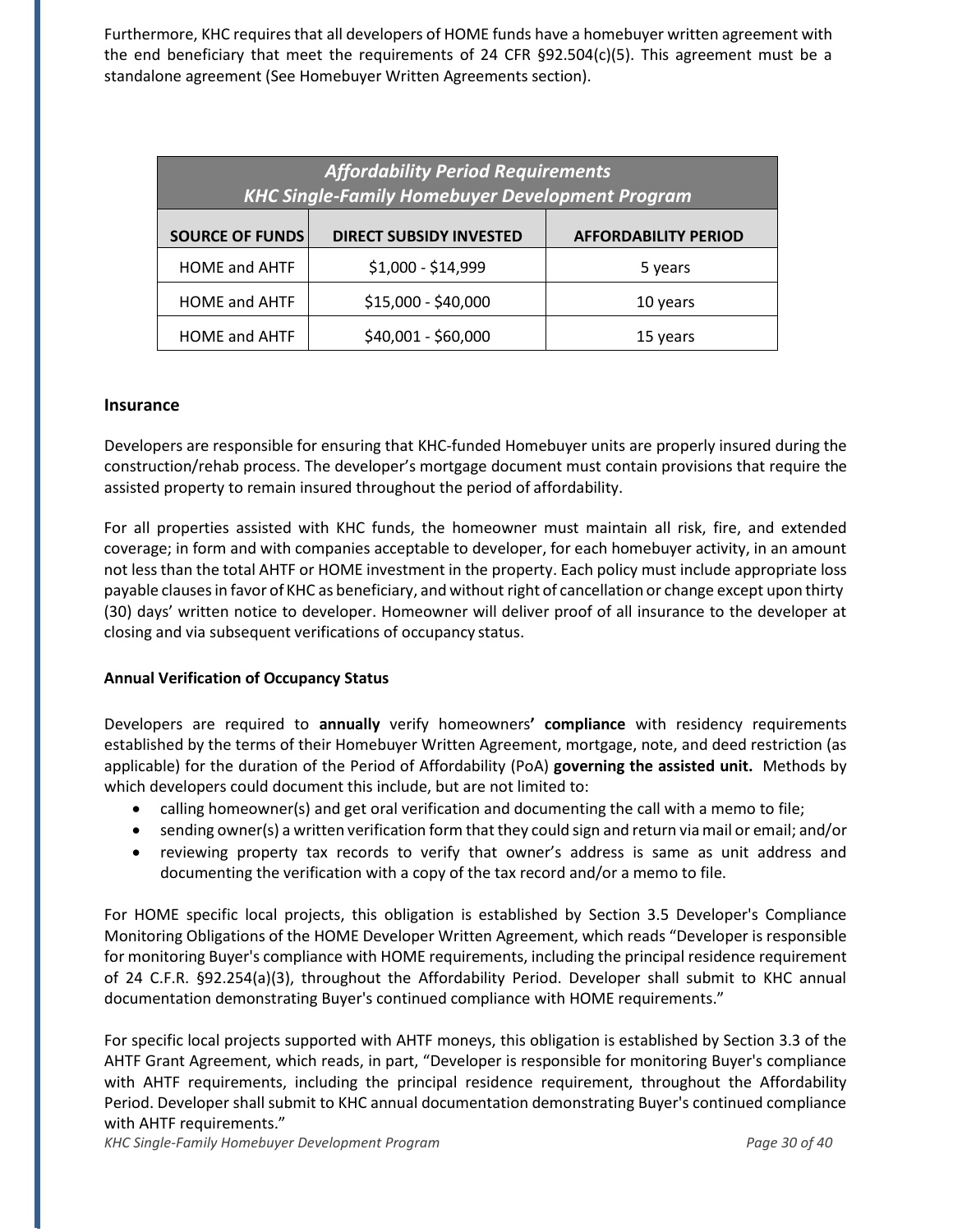Furthermore, KHC requires that all developers of HOME funds have a homebuyer written agreement with the end beneficiary that meet the requirements of 24 CFR §92.504(c)(5). This agreement must be a standalone agreement (See Homebuyer Written Agreements section).

| *Affordability Period Requirements KHC Single-Family Homebuyer Development Program* | | |
|---|---|---|
| **SOURCE OF FUNDS** | **DIRECT SUBSIDY INVESTED** | **AFFORDABILITY PERIOD** |
| HOME and AHTF | $1,000 - $14,999 | 5 years |
| HOME and AHTF | $15,000 - $40,000 | 10 years |
| HOME and AHTF | $40,001 - $60,000 | 15 years |

## Insurance

Developers are responsible for ensuring that KHC-funded Homebuyer units are properly insured during the construction/rehab process. The developer's mortgage document must contain provisions that require the assisted property to remain insured throughout the period of affordability.

For all properties assisted with KHC funds, the homeowner must maintain all risk, fire, and extended coverage; in form and with companies acceptable to developer, for each homebuyer activity, in an amount not less than the total AHTF or HOME investment in the property. Each policy must include appropriate loss payable clauses in favor of KHC as beneficiary, and without right of cancellation or change except upon thirty (30) days' written notice to developer. Homeowner will deliver proof of all insurance to the developer at closing and via subsequent verifications of occupancy status.

### Annual Verification of Occupancy Status

Developers are required to **annually** verify homeowners**' compliance** with residency requirements established by the terms of their Homebuyer Written Agreement, mortgage, note, and deed restriction (as applicable) for the duration of the Period of Affordability (PoA) **governing the assisted unit.** Methods by which developers could document this include, but are not limited to:

- calling homeowner(s) and get oral verification and documenting the call with a memo to file;
- sending owner(s) a written verification form that they could sign and return via mail or email; and/or
- reviewing property tax records to verify that owner's address is same as unit address and documenting the verification with a copy of the tax record and/or a memo to file.

For HOME specific local projects, this obligation is established by Section 3.5 Developer's Compliance Monitoring Obligations of the HOME Developer Written Agreement, which reads "Developer is responsible for monitoring Buyer's compliance with HOME requirements, including the principal residence requirement of 24 C.F.R. §92.254(a)(3), throughout the Affordability Period. Developer shall submit to KHC annual documentation demonstrating Buyer's continued compliance with HOME requirements."

For specific local projects supported with AHTF moneys, this obligation is established by Section 3.3 of the AHTF Grant Agreement, which reads, in part, "Developer is responsible for monitoring Buyer's compliance with AHTF requirements, including the principal residence requirement, throughout the Affordability Period. Developer shall submit to KHC annual documentation demonstrating Buyer's continued compliance with AHTF requirements."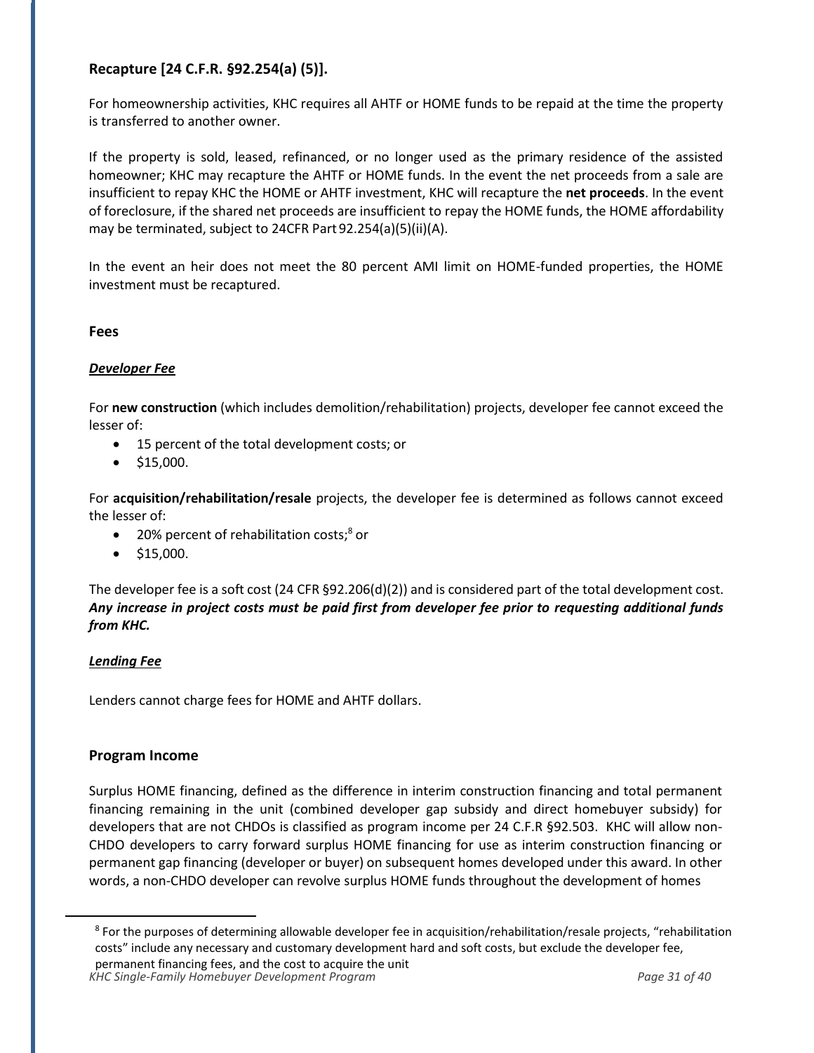## Recapture [24 C.F.R. §92.254(a) (5)].

For homeownership activities, KHC requires all AHTF or HOME funds to be repaid at the time the property is transferred to another owner.

If the property is sold, leased, refinanced, or no longer used as the primary residence of the assisted homeowner; KHC may recapture the AHTF or HOME funds. In the event the net proceeds from a sale are insufficient to repay KHC the HOME or AHTF investment, KHC will recapture the **net proceeds**. In the event of foreclosure, if the shared net proceeds are insufficient to repay the HOME funds, the HOME affordability may be terminated, subject to 24CFR Part 92.254(a)(5)(ii)(A).

In the event an heir does not meet the 80 percent AMI limit on HOME-funded properties, the HOME investment must be recaptured.

## Fees

### ***Developer Fee***

For **new construction** (which includes demolition/rehabilitation) projects, developer fee cannot exceed the lesser of:

- 15 percent of the total development costs; or
- $15,000.

For **acquisition/rehabilitation/resale** projects, the developer fee is determined as follows cannot exceed the lesser of:

- 20% percent of rehabilitation costs;[8] or
- $15,000.

The developer fee is a soft cost (24 CFR §92.206(d)(2)) and is considered part of the total development cost. ***Any increase in project costs must be paid first from developer fee prior to requesting additional funds from KHC.***

### ***Lending Fee***

Lenders cannot charge fees for HOME and AHTF dollars.

## Program Income

Surplus HOME financing, defined as the difference in interim construction financing and total permanent financing remaining in the unit (combined developer gap subsidy and direct homebuyer subsidy) for developers that are not CHDOs is classified as program income per 24 C.F.R §92.503. KHC will allow non-CHDO developers to carry forward surplus HOME financing for use as interim construction financing or permanent gap financing (developer or buyer) on subsequent homes developed under this award. In other words, a non-CHDO developer can revolve surplus HOME funds throughout the development of homes

---

[8] For the purposes of determining allowable developer fee in acquisition/rehabilitation/resale projects, "rehabilitation costs" include any necessary and customary development hard and soft costs, but exclude the developer fee, permanent financing fees, and the cost to acquire the unit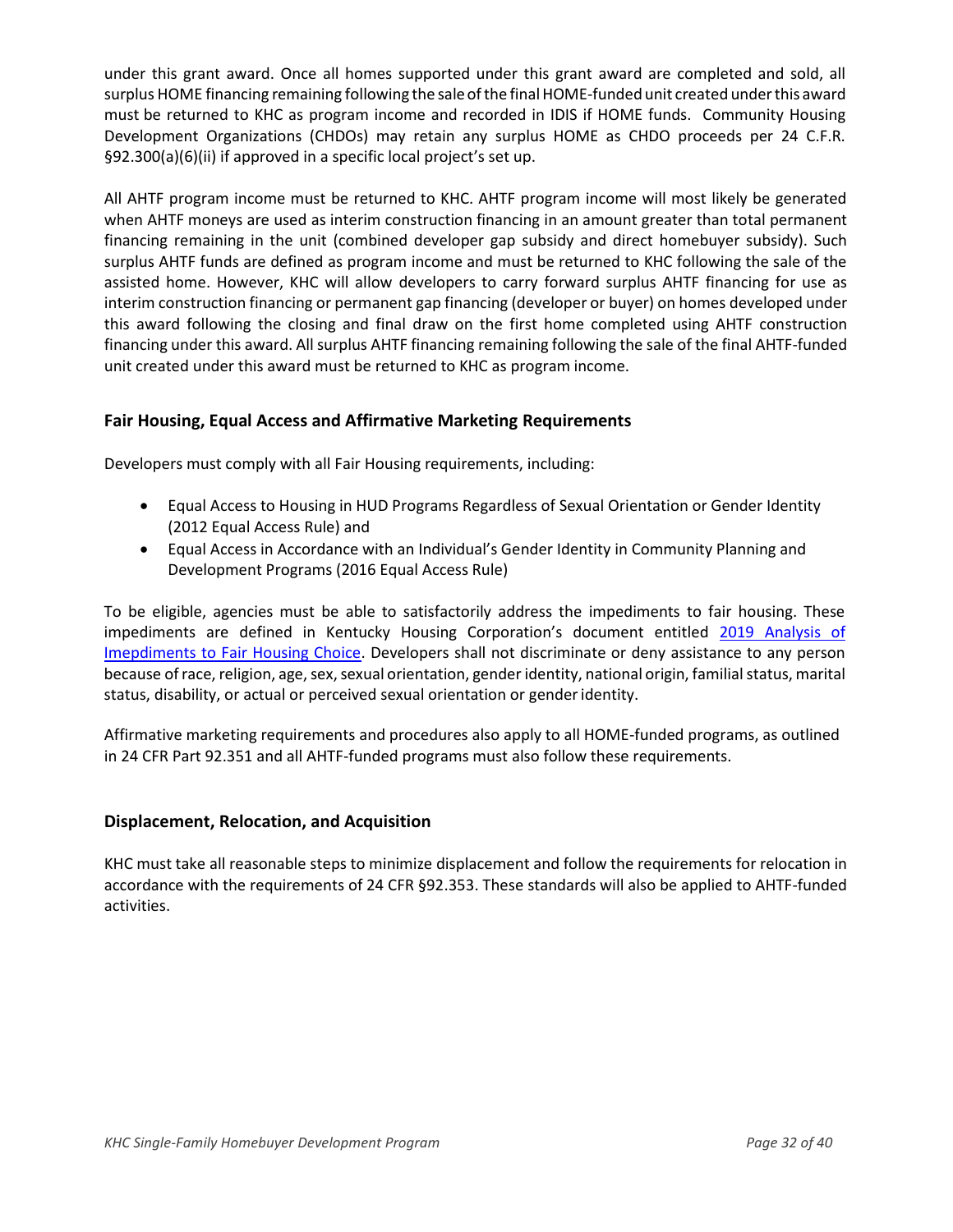under this grant award. Once all homes supported under this grant award are completed and sold, all surplus HOME financing remaining following the sale of the final HOME-funded unit created under this award must be returned to KHC as program income and recorded in IDIS if HOME funds. Community Housing Development Organizations (CHDOs) may retain any surplus HOME as CHDO proceeds per 24 C.F.R. §92.300(a)(6)(ii) if approved in a specific local project's set up.

All AHTF program income must be returned to KHC. AHTF program income will most likely be generated when AHTF moneys are used as interim construction financing in an amount greater than total permanent financing remaining in the unit (combined developer gap subsidy and direct homebuyer subsidy). Such surplus AHTF funds are defined as program income and must be returned to KHC following the sale of the assisted home. However, KHC will allow developers to carry forward surplus AHTF financing for use as interim construction financing or permanent gap financing (developer or buyer) on homes developed under this award following the closing and final draw on the first home completed using AHTF construction financing under this award. All surplus AHTF financing remaining following the sale of the final AHTF-funded unit created under this award must be returned to KHC as program income.

### Fair Housing, Equal Access and Affirmative Marketing Requirements

Developers must comply with all Fair Housing requirements, including:

- Equal Access to Housing in HUD Programs Regardless of Sexual Orientation or Gender Identity (2012 Equal Access Rule) and
- Equal Access in Accordance with an Individual's Gender Identity in Community Planning and Development Programs (2016 Equal Access Rule)

To be eligible, agencies must be able to satisfactorily address the impediments to fair housing. These impediments are defined in Kentucky Housing Corporation's document entitled 2019 Analysis of Imepdiments to Fair Housing Choice. Developers shall not discriminate or deny assistance to any person because of race, religion, age, sex, sexual orientation, gender identity, national origin, familial status, marital status, disability, or actual or perceived sexual orientation or gender identity.

Affirmative marketing requirements and procedures also apply to all HOME-funded programs, as outlined in 24 CFR Part 92.351 and all AHTF-funded programs must also follow these requirements.

### Displacement, Relocation, and Acquisition

KHC must take all reasonable steps to minimize displacement and follow the requirements for relocation in accordance with the requirements of 24 CFR §92.353. These standards will also be applied to AHTF-funded activities.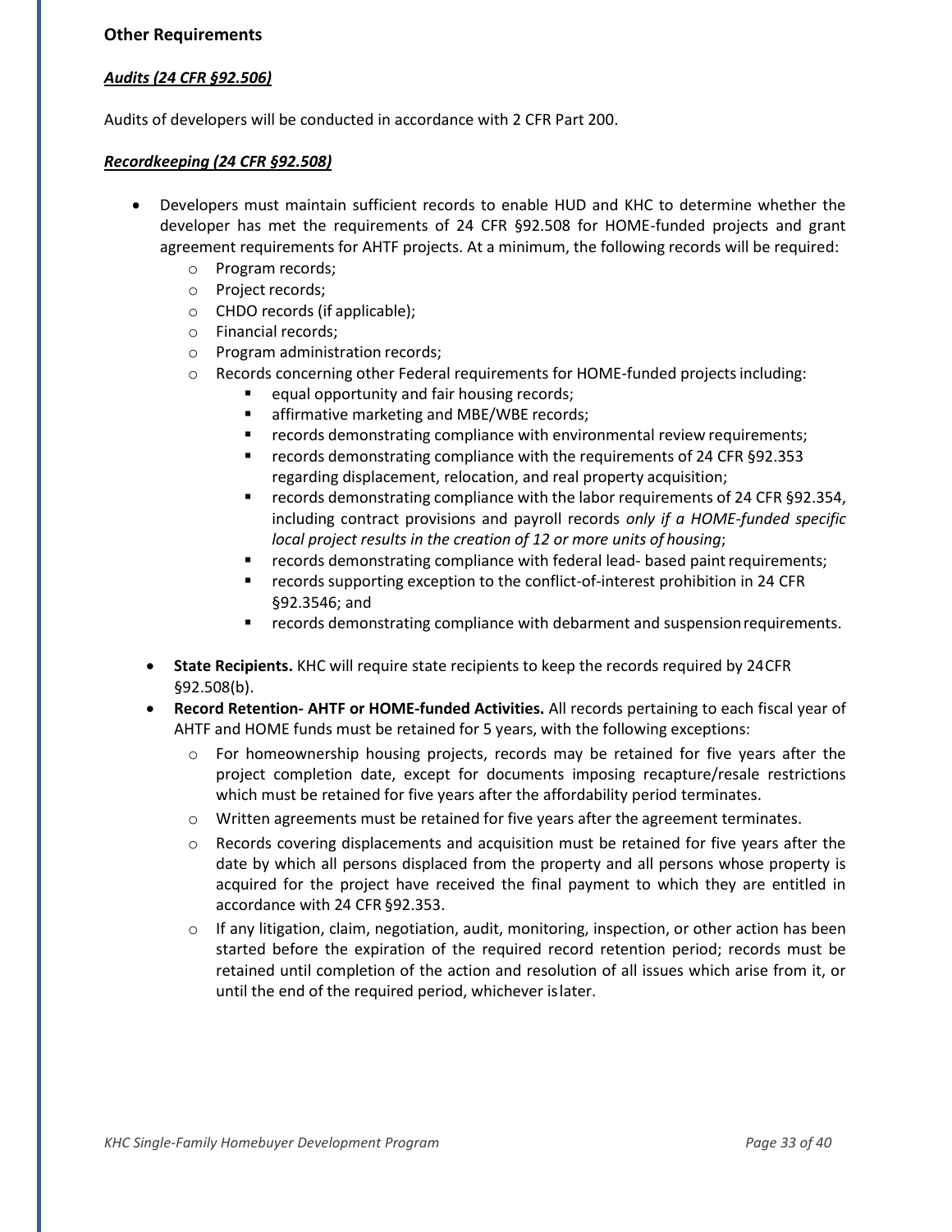## Other Requirements

### ***Audits (24 CFR §92.506)***

Audits of developers will be conducted in accordance with 2 CFR Part 200.

### ***Recordkeeping (24 CFR §92.508)***

- Developers must maintain sufficient records to enable HUD and KHC to determine whether the developer has met the requirements of 24 CFR §92.508 for HOME-funded projects and grant agreement requirements for AHTF projects. At a minimum, the following records will be required:
  - Program records;
  - Project records;
  - CHDO records (if applicable);
  - Financial records;
  - Program administration records;
  - Records concerning other Federal requirements for HOME-funded projects including:
    - equal opportunity and fair housing records;
    - affirmative marketing and MBE/WBE records;
    - records demonstrating compliance with environmental review requirements;
    - records demonstrating compliance with the requirements of 24 CFR §92.353 regarding displacement, relocation, and real property acquisition;
    - records demonstrating compliance with the labor requirements of 24 CFR §92.354, including contract provisions and payroll records *only if a HOME-funded specific local project results in the creation of 12 or more units of housing*;
    - records demonstrating compliance with federal lead- based paint requirements;
    - records supporting exception to the conflict-of-interest prohibition in 24 CFR §92.3546; and
    - records demonstrating compliance with debarment and suspension requirements.
- **State Recipients.** KHC will require state recipients to keep the records required by 24CFR §92.508(b).
- **Record Retention- AHTF or HOME-funded Activities.** All records pertaining to each fiscal year of AHTF and HOME funds must be retained for 5 years, with the following exceptions:
  - For homeownership housing projects, records may be retained for five years after the project completion date, except for documents imposing recapture/resale restrictions which must be retained for five years after the affordability period terminates.
  - Written agreements must be retained for five years after the agreement terminates.
  - Records covering displacements and acquisition must be retained for five years after the date by which all persons displaced from the property and all persons whose property is acquired for the project have received the final payment to which they are entitled in accordance with 24 CFR §92.353.
  - If any litigation, claim, negotiation, audit, monitoring, inspection, or other action has been started before the expiration of the required record retention period; records must be retained until completion of the action and resolution of all issues which arise from it, or until the end of the required period, whichever islater.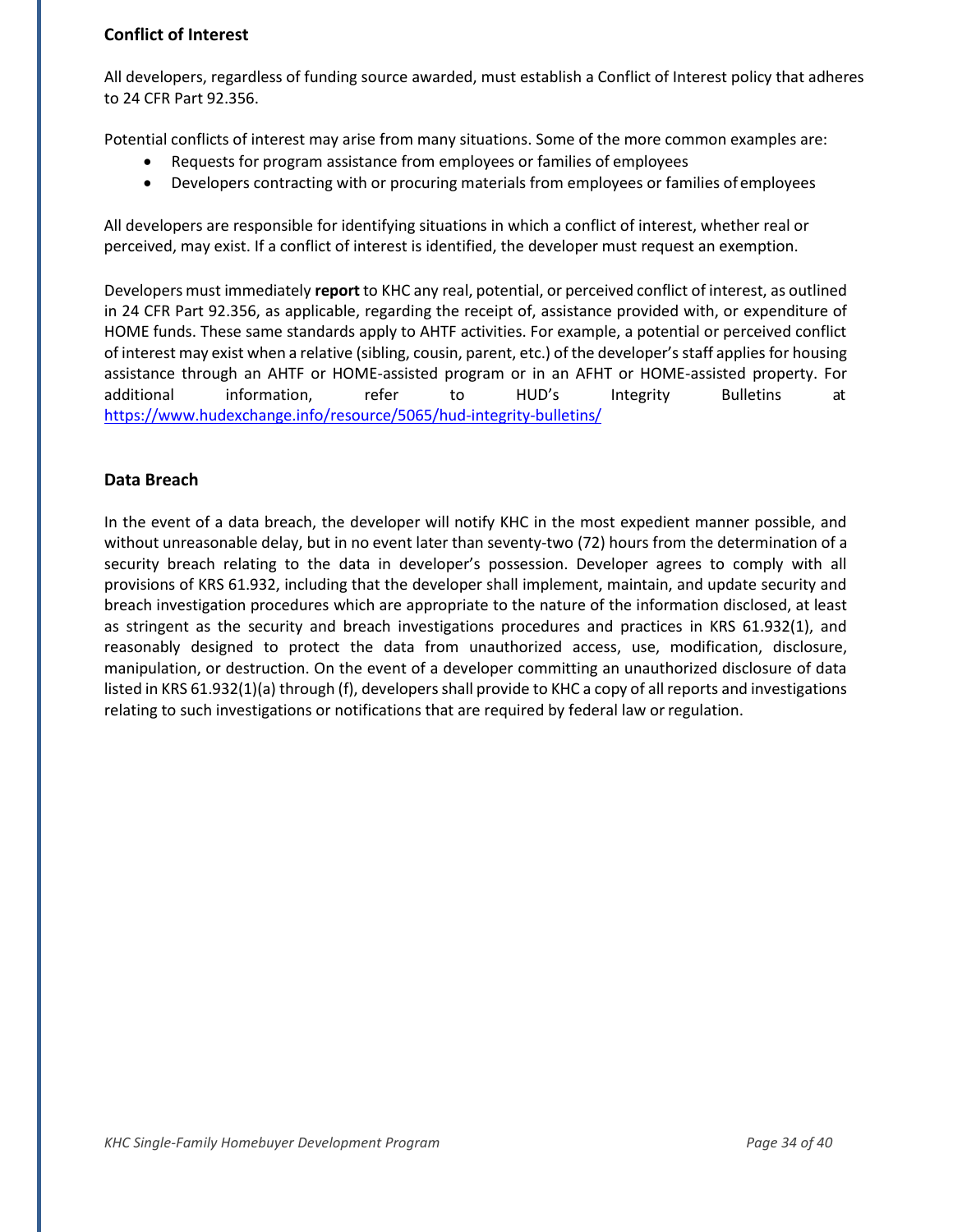## Conflict of Interest

All developers, regardless of funding source awarded, must establish a Conflict of Interest policy that adheres to 24 CFR Part 92.356.

Potential conflicts of interest may arise from many situations. Some of the more common examples are:

- Requests for program assistance from employees or families of employees
- Developers contracting with or procuring materials from employees or families of employees

All developers are responsible for identifying situations in which a conflict of interest, whether real or perceived, may exist. If a conflict of interest is identified, the developer must request an exemption.

Developers must immediately **report** to KHC any real, potential, or perceived conflict of interest, as outlined in 24 CFR Part 92.356, as applicable, regarding the receipt of, assistance provided with, or expenditure of HOME funds. These same standards apply to AHTF activities. For example, a potential or perceived conflict of interest may exist when a relative (sibling, cousin, parent, etc.) of the developer's staff applies for housing assistance through an AHTF or HOME-assisted program or in an AFHT or HOME-assisted property. For additional information, refer to HUD's Integrity Bulletins at https://www.hudexchange.info/resource/5065/hud-integrity-bulletins/

## Data Breach

In the event of a data breach, the developer will notify KHC in the most expedient manner possible, and without unreasonable delay, but in no event later than seventy-two (72) hours from the determination of a security breach relating to the data in developer's possession. Developer agrees to comply with all provisions of KRS 61.932, including that the developer shall implement, maintain, and update security and breach investigation procedures which are appropriate to the nature of the information disclosed, at least as stringent as the security and breach investigations procedures and practices in KRS 61.932(1), and reasonably designed to protect the data from unauthorized access, use, modification, disclosure, manipulation, or destruction. On the event of a developer committing an unauthorized disclosure of data listed in KRS 61.932(1)(a) through (f), developers shall provide to KHC a copy of all reports and investigations relating to such investigations or notifications that are required by federal law or regulation.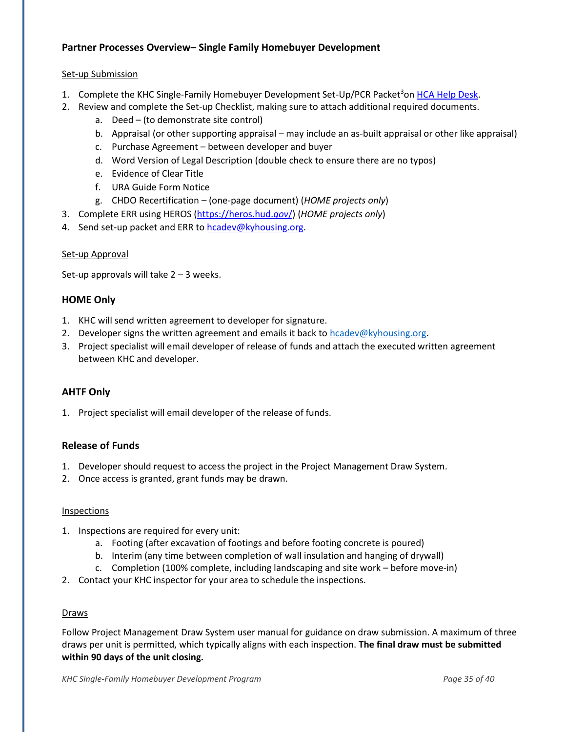## Partner Processes Overview– Single Family Homebuyer Development

Set-up Submission

1. Complete the KHC Single-Family Homebuyer Development Set-Up/PCR Packet[3]on [HCA Help Desk](HCA Help Desk).
2. Review and complete the Set-up Checklist, making sure to attach additional required documents.
   a. Deed – (to demonstrate site control)
   b. Appraisal (or other supporting appraisal – may include an as-built appraisal or other like appraisal)
   c. Purchase Agreement – between developer and buyer
   d. Word Version of Legal Description (double check to ensure there are no typos)
   e. Evidence of Clear Title
   f. URA Guide Form Notice
   g. CHDO Recertification – (one-page document) (*HOME projects only*)
3. Complete ERR using HEROS (https://heros.hud.gov/) (*HOME projects only*)
4. Send set-up packet and ERR to hcadev@kyhousing.org.

Set-up Approval

Set-up approvals will take 2 – 3 weeks.

### HOME Only

1. KHC will send written agreement to developer for signature.
2. Developer signs the written agreement and emails it back to hcadev@kyhousing.org.
3. Project specialist will email developer of release of funds and attach the executed written agreement between KHC and developer.

### AHTF Only

1. Project specialist will email developer of the release of funds.

### Release of Funds

1. Developer should request to access the project in the Project Management Draw System.
2. Once access is granted, grant funds may be drawn.

Inspections

1. Inspections are required for every unit:
   a. Footing (after excavation of footings and before footing concrete is poured)
   b. Interim (any time between completion of wall insulation and hanging of drywall)
   c. Completion (100% complete, including landscaping and site work – before move-in)
2. Contact your KHC inspector for your area to schedule the inspections.

Draws

Follow Project Management Draw System user manual for guidance on draw submission. A maximum of three draws per unit is permitted, which typically aligns with each inspection. **The final draw must be submitted within 90 days of the unit closing.**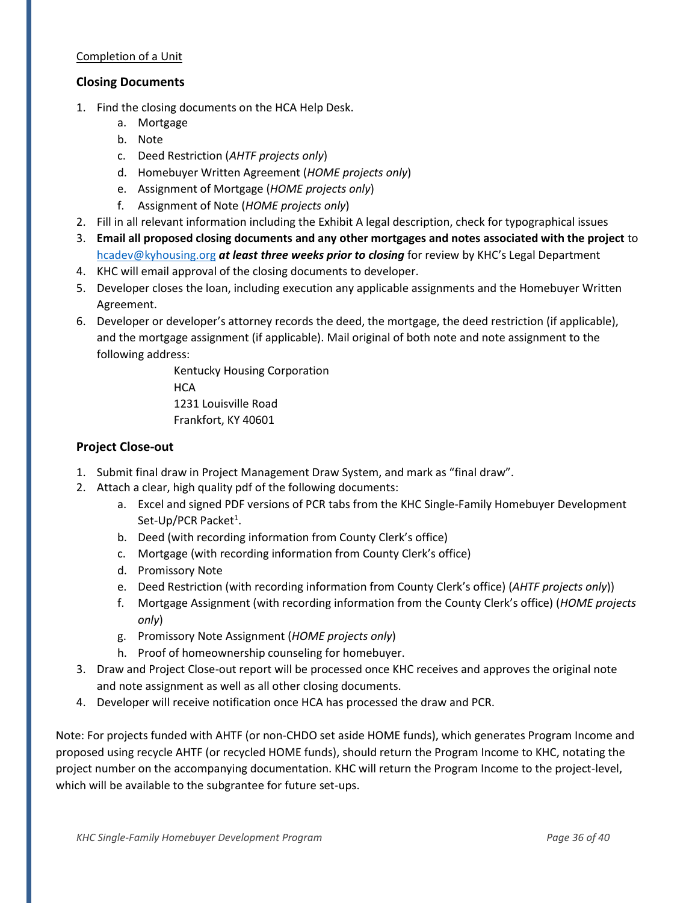Completion of a Unit

### Closing Documents

1. Find the closing documents on the HCA Help Desk.
   a. Mortgage
   b. Note
   c. Deed Restriction (*AHTF projects only*)
   d. Homebuyer Written Agreement (*HOME projects only*)
   e. Assignment of Mortgage (*HOME projects only*)
   f. Assignment of Note (*HOME projects only*)
2. Fill in all relevant information including the Exhibit A legal description, check for typographical issues
3. **Email all proposed closing documents and any other mortgages and notes associated with the project** to hcadev@kyhousing.org ***at least three weeks prior to closing*** for review by KHC's Legal Department
4. KHC will email approval of the closing documents to developer.
5. Developer closes the loan, including execution any applicable assignments and the Homebuyer Written Agreement.
6. Developer or developer's attorney records the deed, the mortgage, the deed restriction (if applicable), and the mortgage assignment (if applicable). Mail original of both note and note assignment to the following address:

   Kentucky Housing Corporation
   HCA
   1231 Louisville Road
   Frankfort, KY 40601

### Project Close-out

1. Submit final draw in Project Management Draw System, and mark as "final draw".
2. Attach a clear, high quality pdf of the following documents:
   a. Excel and signed PDF versions of PCR tabs from the KHC Single-Family Homebuyer Development Set-Up/PCR Packet[1].
   b. Deed (with recording information from County Clerk's office)
   c. Mortgage (with recording information from County Clerk's office)
   d. Promissory Note
   e. Deed Restriction (with recording information from County Clerk's office) (*AHTF projects only*))
   f. Mortgage Assignment (with recording information from the County Clerk's office) (*HOME projects only*)
   g. Promissory Note Assignment (*HOME projects only*)
   h. Proof of homeownership counseling for homebuyer.
3. Draw and Project Close-out report will be processed once KHC receives and approves the original note and note assignment as well as all other closing documents.
4. Developer will receive notification once HCA has processed the draw and PCR.

Note: For projects funded with AHTF (or non-CHDO set aside HOME funds), which generates Program Income and proposed using recycle AHTF (or recycled HOME funds), should return the Program Income to KHC, notating the project number on the accompanying documentation. KHC will return the Program Income to the project-level, which will be available to the subgrantee for future set-ups.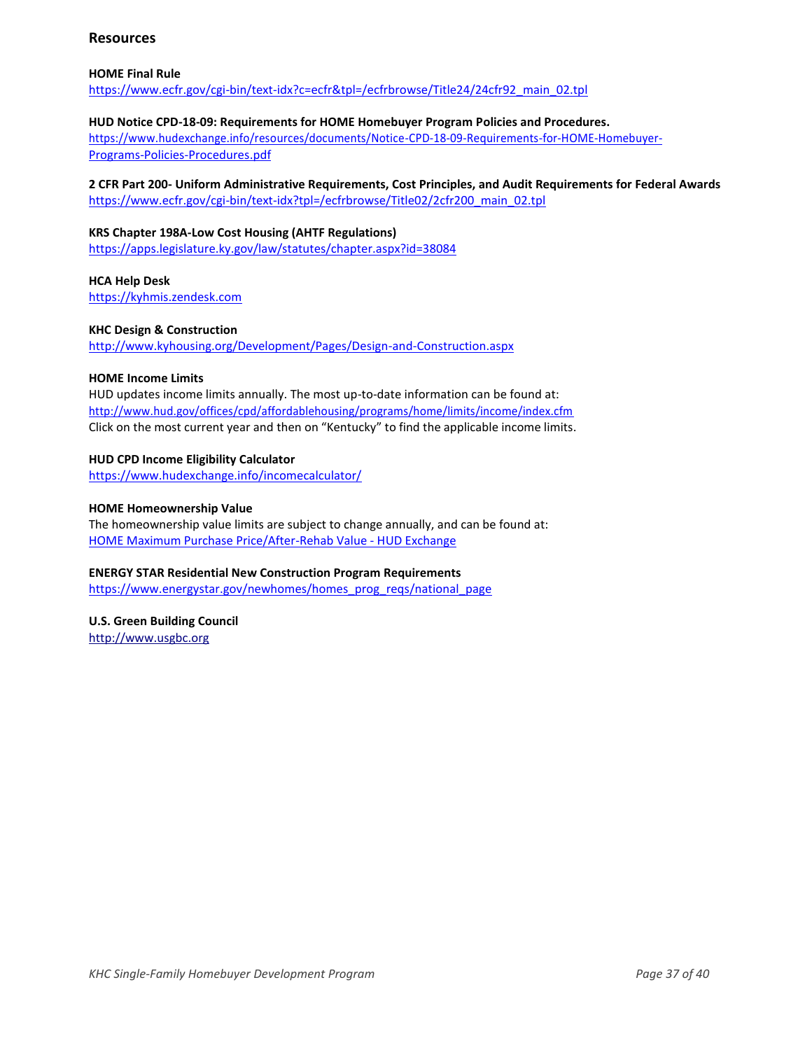## Resources

**HOME Final Rule**
https://www.ecfr.gov/cgi-bin/text-idx?c=ecfr&tpl=/ecfrbrowse/Title24/24cfr92_main_02.tpl

**HUD Notice CPD-18-09: Requirements for HOME Homebuyer Program Policies and Procedures.**
https://www.hudexchange.info/resources/documents/Notice-CPD-18-09-Requirements-for-HOME-Homebuyer-Programs-Policies-Procedures.pdf

**2 CFR Part 200- Uniform Administrative Requirements, Cost Principles, and Audit Requirements for Federal Awards**
https://www.ecfr.gov/cgi-bin/text-idx?tpl=/ecfrbrowse/Title02/2cfr200_main_02.tpl

**KRS Chapter 198A-Low Cost Housing (AHTF Regulations)**
https://apps.legislature.ky.gov/law/statutes/chapter.aspx?id=38084

**HCA Help Desk**
https://kyhmis.zendesk.com

**KHC Design & Construction**
http://www.kyhousing.org/Development/Pages/Design-and-Construction.aspx

**HOME Income Limits**
HUD updates income limits annually. The most up-to-date information can be found at:
http://www.hud.gov/offices/cpd/affordablehousing/programs/home/limits/income/index.cfm
Click on the most current year and then on "Kentucky" to find the applicable income limits.

**HUD CPD Income Eligibility Calculator**
https://www.hudexchange.info/incomecalculator/

**HOME Homeownership Value**
The homeownership value limits are subject to change annually, and can be found at:
HOME Maximum Purchase Price/After-Rehab Value - HUD Exchange

**ENERGY STAR Residential New Construction Program Requirements**
https://www.energystar.gov/newhomes/homes_prog_reqs/national_page

**U.S. Green Building Council**
http://www.usgbc.org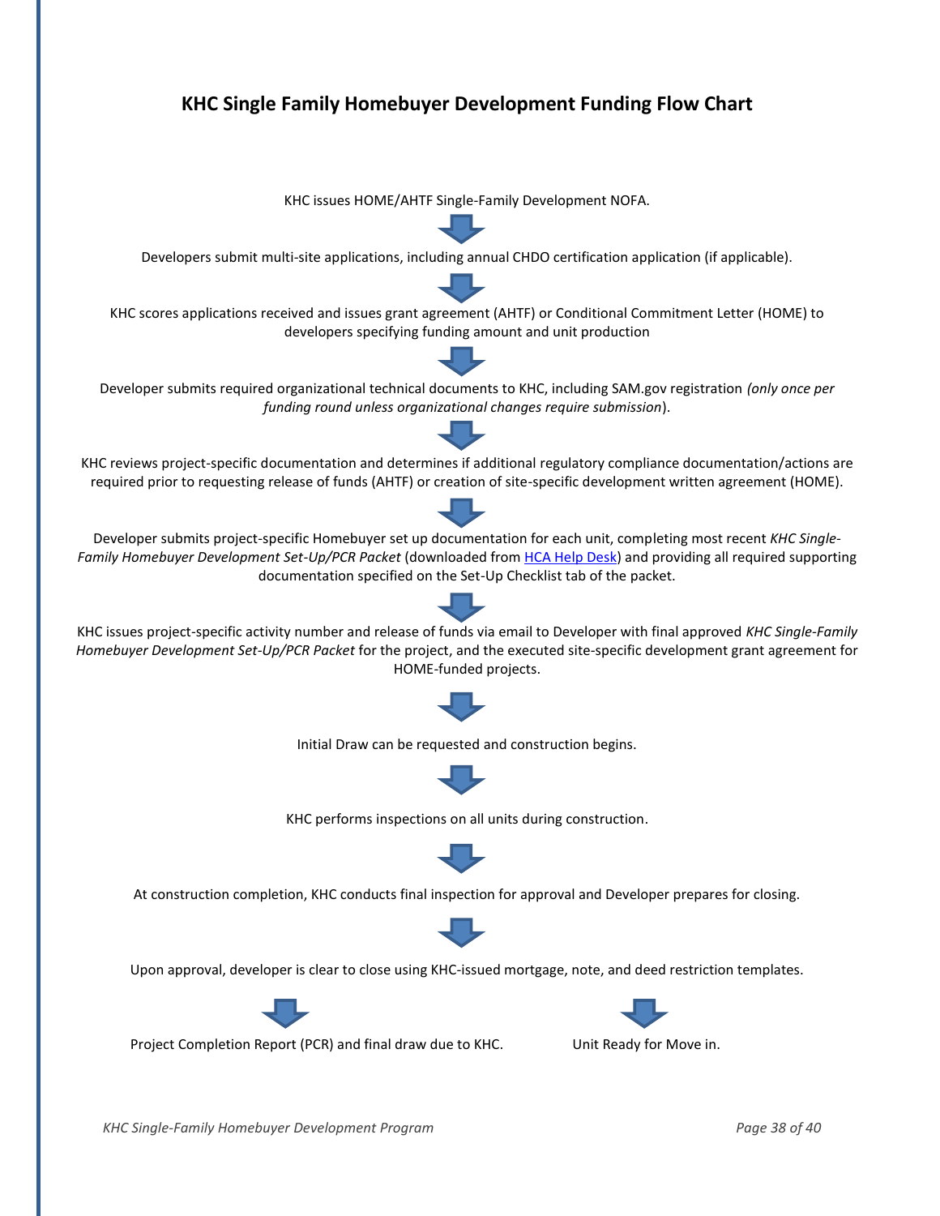## KHC Single Family Homebuyer Development Funding Flow Chart

KHC issues HOME/AHTF Single-Family Development NOFA.

↓

Developers submit multi-site applications, including annual CHDO certification application (if applicable).

↓

KHC scores applications received and issues grant agreement (AHTF) or Conditional Commitment Letter (HOME) to developers specifying funding amount and unit production

↓

Developer submits required organizational technical documents to KHC, including SAM.gov registration *(only once per funding round unless organizational changes require submission*).

↓

KHC reviews project-specific documentation and determines if additional regulatory compliance documentation/actions are required prior to requesting release of funds (AHTF) or creation of site-specific development written agreement (HOME).

↓

Developer submits project-specific Homebuyer set up documentation for each unit, completing most recent *KHC Single-Family Homebuyer Development Set-Up/PCR Packet* (downloaded from [HCA Help Desk]) and providing all required supporting documentation specified on the Set-Up Checklist tab of the packet.

↓

KHC issues project-specific activity number and release of funds via email to Developer with final approved *KHC Single-Family Homebuyer Development Set-Up/PCR Packet* for the project, and the executed site-specific development grant agreement for HOME-funded projects.

↓

Initial Draw can be requested and construction begins.

↓

KHC performs inspections on all units during construction.

↓

At construction completion, KHC conducts final inspection for approval and Developer prepares for closing.

↓

Upon approval, developer is clear to close using KHC-issued mortgage, note, and deed restriction templates.

↓ Project Completion Report (PCR) and final draw due to KHC.

↓ Unit Ready for Move in.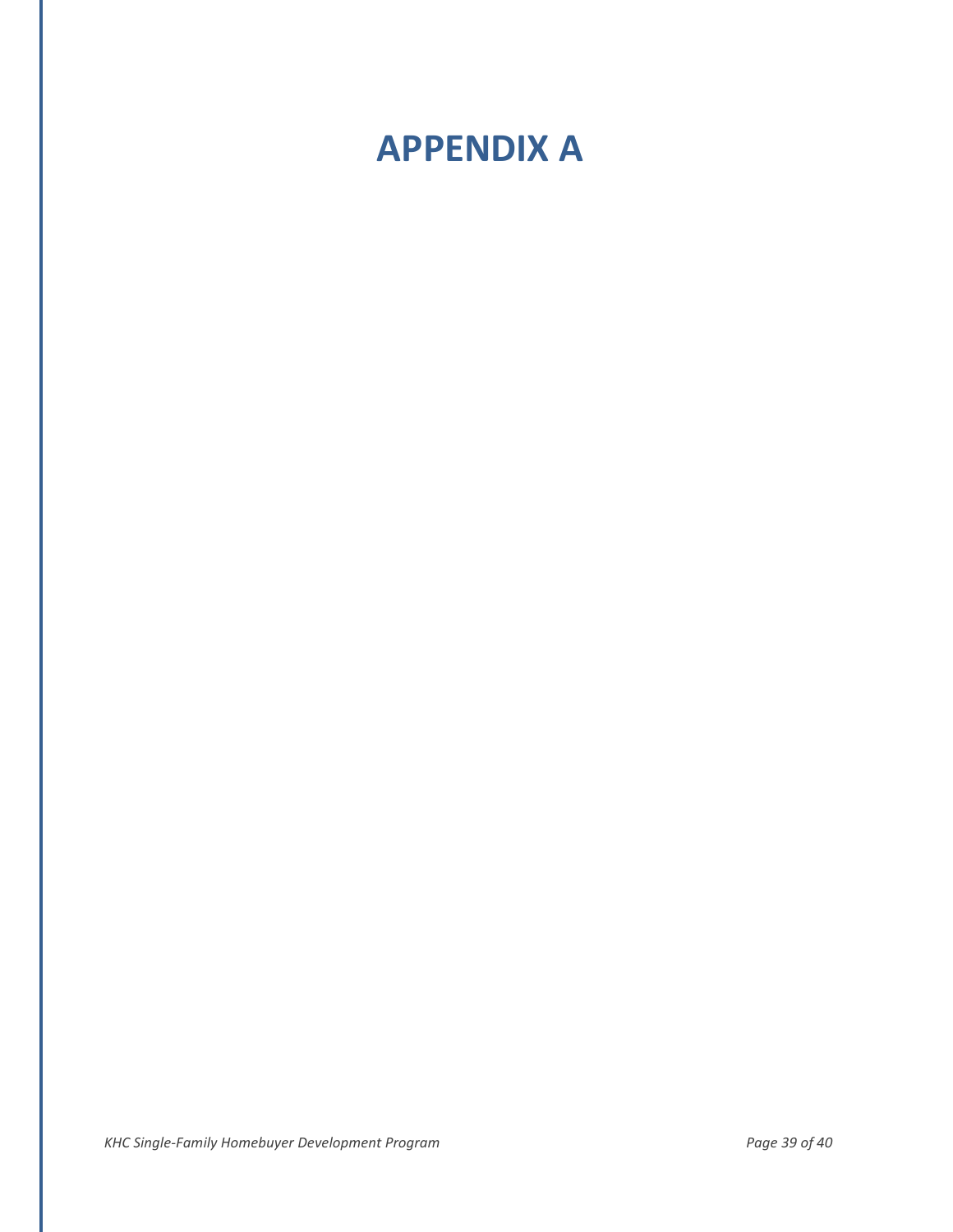# APPENDIX A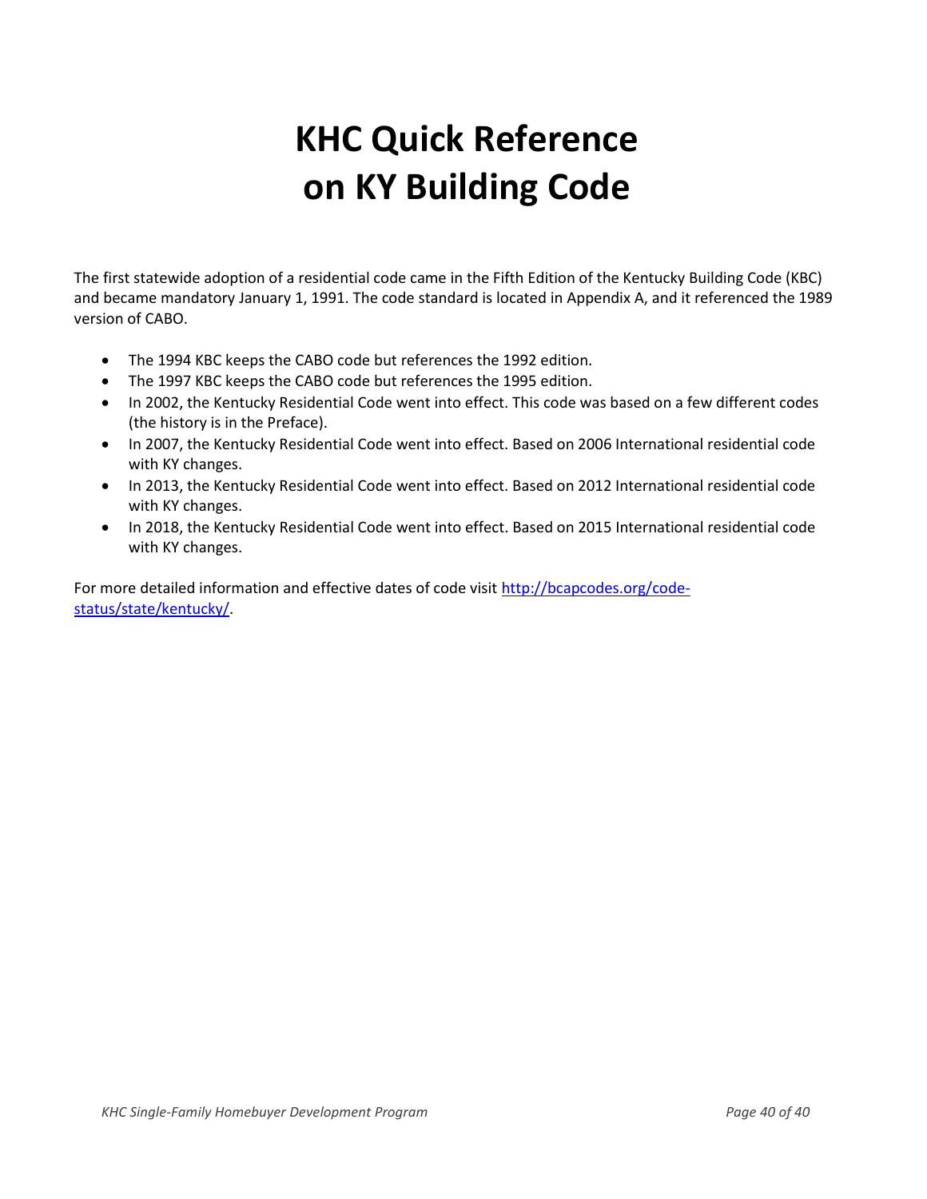# KHC Quick Reference on KY Building Code

The first statewide adoption of a residential code came in the Fifth Edition of the Kentucky Building Code (KBC) and became mandatory January 1, 1991. The code standard is located in Appendix A, and it referenced the 1989 version of CABO.

- The 1994 KBC keeps the CABO code but references the 1992 edition.
- The 1997 KBC keeps the CABO code but references the 1995 edition.
- In 2002, the Kentucky Residential Code went into effect. This code was based on a few different codes (the history is in the Preface).
- In 2007, the Kentucky Residential Code went into effect. Based on 2006 International residential code with KY changes.
- In 2013, the Kentucky Residential Code went into effect. Based on 2012 International residential code with KY changes.
- In 2018, the Kentucky Residential Code went into effect. Based on 2015 International residential code with KY changes.

For more detailed information and effective dates of code visit [http://bcapcodes.org/code-status/state/kentucky/](http://bcapcodes.org/code-status/state/kentucky/).